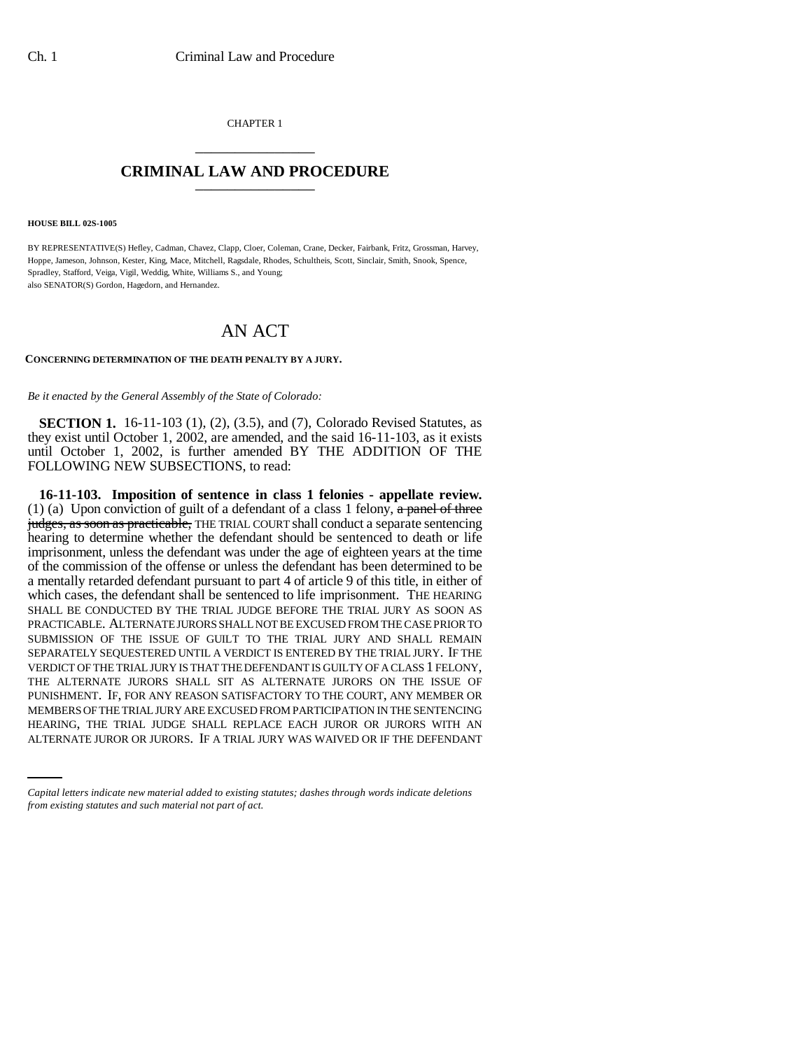CHAPTER 1

# CRIMINAL LAW AND PROCEDURE

**HOUSE BILL 02S-1005**

BY REPRESENTATIVE(S) Hefley, Cadman, Chavez, Clapp, Cloer, Coleman, Crane, Decker, Fairbank, Fritz, Grossman, Harvey, Hoppe, Jameson, Johnson, Kester, King, Mace, Mitchell, Ragsdale, Rhodes, Schultheis, Scott, Sinclair, Smith, Snook, Spence, Spradley, Stafford, Veiga, Vigil, Weddig, White, Williams S., and Young;
also SENATOR(S) Gordon, Hagedorn, and Hernandez.

# AN ACT

**CONCERNING DETERMINATION OF THE DEATH PENALTY BY A JURY.**

*Be it enacted by the General Assembly of the State of Colorado:*

**SECTION 1.** 16-11-103 (1), (2), (3.5), and (7), Colorado Revised Statutes, as they exist until October 1, 2002, are amended, and the said 16-11-103, as it exists until October 1, 2002, is further amended BY THE ADDITION OF THE FOLLOWING NEW SUBSECTIONS, to read:

**16-11-103. Imposition of sentence in class 1 felonies - appellate review.** (1) (a) Upon conviction of guilt of a defendant of a class 1 felony, ~~a panel of three judges, as soon as practicable,~~ THE TRIAL COURT shall conduct a separate sentencing hearing to determine whether the defendant should be sentenced to death or life imprisonment, unless the defendant was under the age of eighteen years at the time of the commission of the offense or unless the defendant has been determined to be a mentally retarded defendant pursuant to part 4 of article 9 of this title, in either of which cases, the defendant shall be sentenced to life imprisonment. THE HEARING SHALL BE CONDUCTED BY THE TRIAL JUDGE BEFORE THE TRIAL JURY AS SOON AS PRACTICABLE. ALTERNATE JURORS SHALL NOT BE EXCUSED FROM THE CASE PRIOR TO SUBMISSION OF THE ISSUE OF GUILT TO THE TRIAL JURY AND SHALL REMAIN SEPARATELY SEQUESTERED UNTIL A VERDICT IS ENTERED BY THE TRIAL JURY. IF THE VERDICT OF THE TRIAL JURY IS THAT THE DEFENDANT IS GUILTY OF A CLASS 1 FELONY, THE ALTERNATE JURORS SHALL SIT AS ALTERNATE JURORS ON THE ISSUE OF PUNISHMENT. IF, FOR ANY REASON SATISFACTORY TO THE COURT, ANY MEMBER OR MEMBERS OF THE TRIAL JURY ARE EXCUSED FROM PARTICIPATION IN THE SENTENCING HEARING, THE TRIAL JUDGE SHALL REPLACE EACH JUROR OR JURORS WITH AN ALTERNATE JUROR OR JURORS. IF A TRIAL JURY WAS WAIVED OR IF THE DEFENDANT

*Capital letters indicate new material added to existing statutes; dashes through words indicate deletions from existing statutes and such material not part of act.*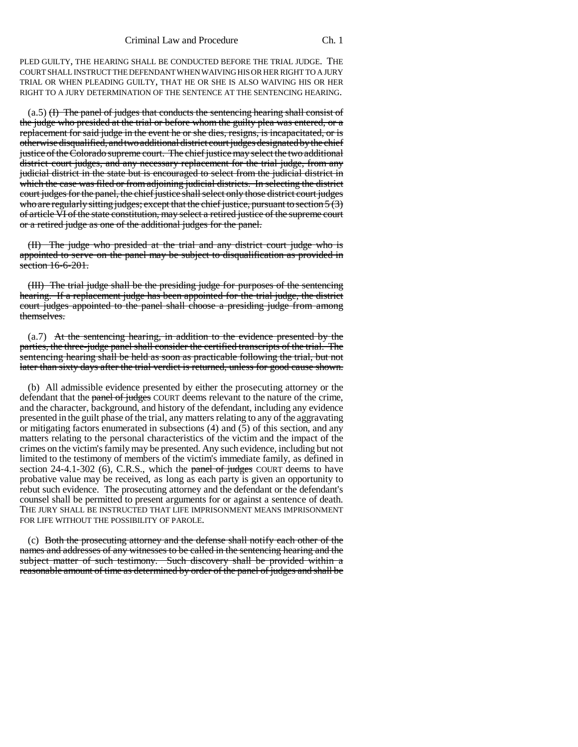PLED GUILTY, THE HEARING SHALL BE CONDUCTED BEFORE THE TRIAL JUDGE. THE COURT SHALL INSTRUCT THE DEFENDANT WHEN WAIVING HIS OR HER RIGHT TO A JURY TRIAL OR WHEN PLEADING GUILTY, THAT HE OR SHE IS ALSO WAIVING HIS OR HER RIGHT TO A JURY DETERMINATION OF THE SENTENCE AT THE SENTENCING HEARING.

(a.5) ~~(I) The panel of judges that conducts the sentencing hearing shall consist of the judge who presided at the trial or before whom the guilty plea was entered, or a replacement for said judge in the event he or she dies, resigns, is incapacitated, or is otherwise disqualified, and two additional district court judges designated by the chief justice of the Colorado supreme court. The chief justice may select the two additional district court judges, and any necessary replacement for the trial judge, from any judicial district in the state but is encouraged to select from the judicial district in which the case was filed or from adjoining judicial districts. In selecting the district court judges for the panel, the chief justice shall select only those district court judges who are regularly sitting judges; except that the chief justice, pursuant to section 5 (3) of article VI of the state constitution, may select a retired justice of the supreme court or a retired judge as one of the additional judges for the panel.~~

~~(II) The judge who presided at the trial and any district court judge who is appointed to serve on the panel may be subject to disqualification as provided in section 16-6-201.~~

~~(III) The trial judge shall be the presiding judge for purposes of the sentencing hearing. If a replacement judge has been appointed for the trial judge, the district court judges appointed to the panel shall choose a presiding judge from among themselves.~~

(a.7) ~~At the sentencing hearing, in addition to the evidence presented by the parties, the three-judge panel shall consider the certified transcripts of the trial. The sentencing hearing shall be held as soon as practicable following the trial, but not later than sixty days after the trial verdict is returned, unless for good cause shown.~~

(b) All admissible evidence presented by either the prosecuting attorney or the defendant that the ~~panel of judges~~ COURT deems relevant to the nature of the crime, and the character, background, and history of the defendant, including any evidence presented in the guilt phase of the trial, any matters relating to any of the aggravating or mitigating factors enumerated in subsections (4) and (5) of this section, and any matters relating to the personal characteristics of the victim and the impact of the crimes on the victim's family may be presented. Any such evidence, including but not limited to the testimony of members of the victim's immediate family, as defined in section 24-4.1-302 (6), C.R.S., which the ~~panel of judges~~ COURT deems to have probative value may be received, as long as each party is given an opportunity to rebut such evidence. The prosecuting attorney and the defendant or the defendant's counsel shall be permitted to present arguments for or against a sentence of death. THE JURY SHALL BE INSTRUCTED THAT LIFE IMPRISONMENT MEANS IMPRISONMENT FOR LIFE WITHOUT THE POSSIBILITY OF PAROLE.

(c) ~~Both the prosecuting attorney and the defense shall notify each other of the names and addresses of any witnesses to be called in the sentencing hearing and the subject matter of such testimony. Such discovery shall be provided within a reasonable amount of time as determined by order of the panel of judges and shall be~~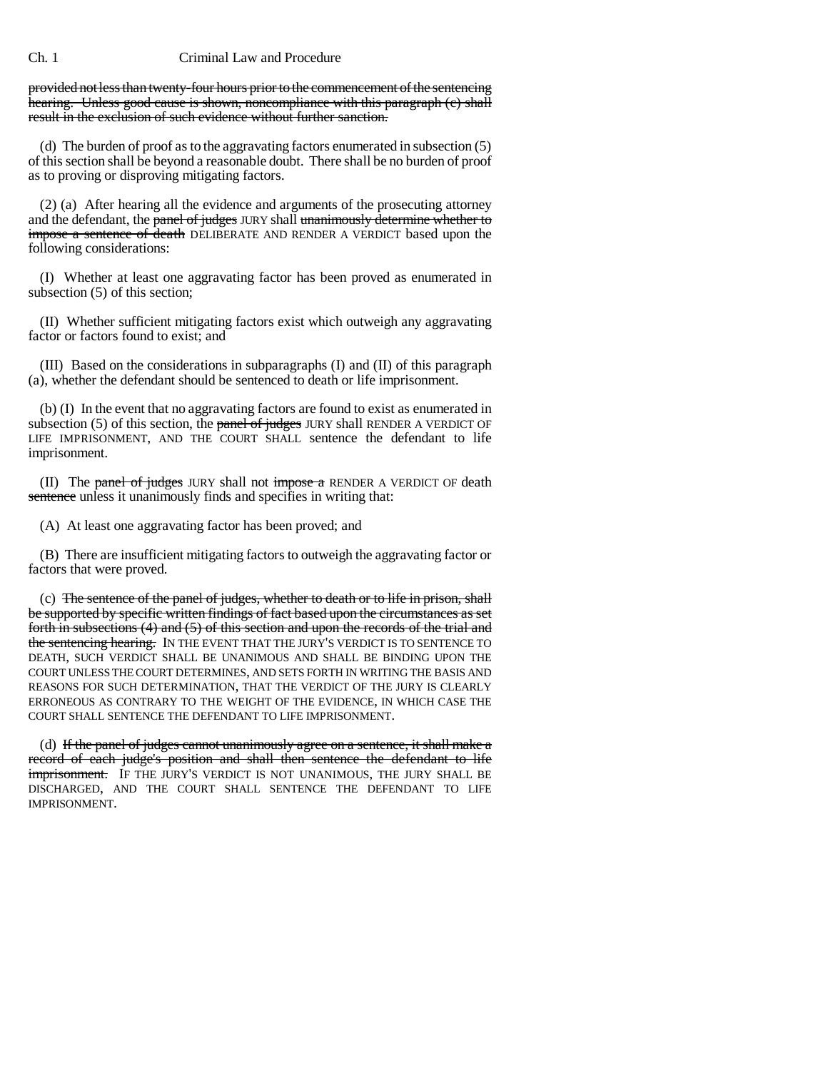~~provided not less than twenty-four hours prior to the commencement of the sentencing hearing. Unless good cause is shown, noncompliance with this paragraph (c) shall result in the exclusion of such evidence without further sanction.~~

(d) The burden of proof as to the aggravating factors enumerated in subsection (5) of this section shall be beyond a reasonable doubt. There shall be no burden of proof as to proving or disproving mitigating factors.

(2) (a) After hearing all the evidence and arguments of the prosecuting attorney and the defendant, the ~~panel of judges~~ JURY shall ~~unanimously determine whether to impose a sentence of death~~ DELIBERATE AND RENDER A VERDICT based upon the following considerations:

(I) Whether at least one aggravating factor has been proved as enumerated in subsection (5) of this section;

(II) Whether sufficient mitigating factors exist which outweigh any aggravating factor or factors found to exist; and

(III) Based on the considerations in subparagraphs (I) and (II) of this paragraph (a), whether the defendant should be sentenced to death or life imprisonment.

(b) (I) In the event that no aggravating factors are found to exist as enumerated in subsection (5) of this section, the ~~panel of judges~~ JURY shall RENDER A VERDICT OF LIFE IMPRISONMENT, AND THE COURT SHALL sentence the defendant to life imprisonment.

(II) The ~~panel of judges~~ JURY shall not ~~impose a~~ RENDER A VERDICT OF death ~~sentence~~ unless it unanimously finds and specifies in writing that:

(A) At least one aggravating factor has been proved; and

(B) There are insufficient mitigating factors to outweigh the aggravating factor or factors that were proved.

(c) ~~The sentence of the panel of judges, whether to death or to life in prison, shall be supported by specific written findings of fact based upon the circumstances as set forth in subsections (4) and (5) of this section and upon the records of the trial and the sentencing hearing.~~ IN THE EVENT THAT THE JURY'S VERDICT IS TO SENTENCE TO DEATH, SUCH VERDICT SHALL BE UNANIMOUS AND SHALL BE BINDING UPON THE COURT UNLESS THE COURT DETERMINES, AND SETS FORTH IN WRITING THE BASIS AND REASONS FOR SUCH DETERMINATION, THAT THE VERDICT OF THE JURY IS CLEARLY ERRONEOUS AS CONTRARY TO THE WEIGHT OF THE EVIDENCE, IN WHICH CASE THE COURT SHALL SENTENCE THE DEFENDANT TO LIFE IMPRISONMENT.

(d) ~~If the panel of judges cannot unanimously agree on a sentence, it shall make a record of each judge's position and shall then sentence the defendant to life imprisonment.~~ IF THE JURY'S VERDICT IS NOT UNANIMOUS, THE JURY SHALL BE DISCHARGED, AND THE COURT SHALL SENTENCE THE DEFENDANT TO LIFE IMPRISONMENT.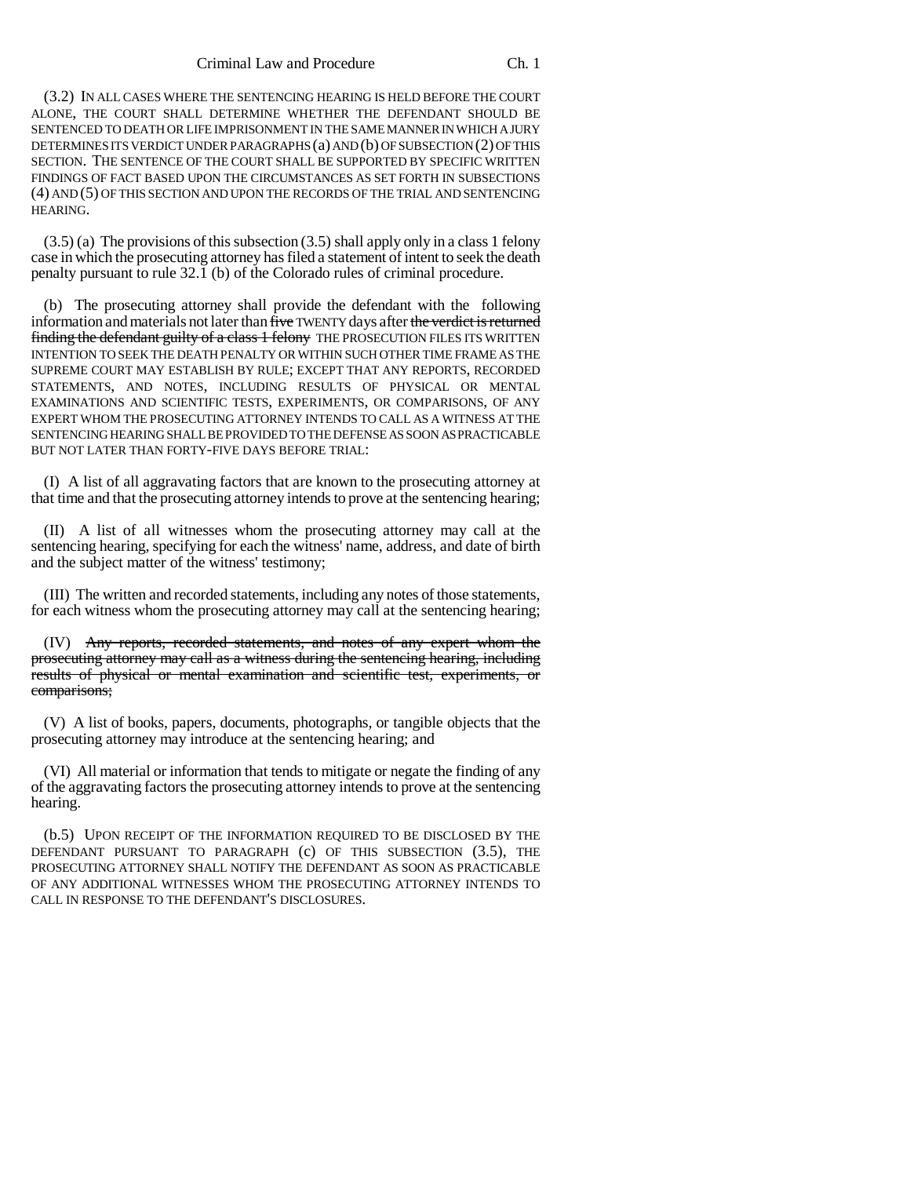(3.2) IN ALL CASES WHERE THE SENTENCING HEARING IS HELD BEFORE THE COURT ALONE, THE COURT SHALL DETERMINE WHETHER THE DEFENDANT SHOULD BE SENTENCED TO DEATH OR LIFE IMPRISONMENT IN THE SAME MANNER IN WHICH A JURY DETERMINES ITS VERDICT UNDER PARAGRAPHS (a) AND (b) OF SUBSECTION (2) OF THIS SECTION. THE SENTENCE OF THE COURT SHALL BE SUPPORTED BY SPECIFIC WRITTEN FINDINGS OF FACT BASED UPON THE CIRCUMSTANCES AS SET FORTH IN SUBSECTIONS (4) AND (5) OF THIS SECTION AND UPON THE RECORDS OF THE TRIAL AND SENTENCING HEARING.

(3.5) (a) The provisions of this subsection (3.5) shall apply only in a class 1 felony case in which the prosecuting attorney has filed a statement of intent to seek the death penalty pursuant to rule 32.1 (b) of the Colorado rules of criminal procedure.

(b) The prosecuting attorney shall provide the defendant with the following information and materials not later than ~~five~~ TWENTY days after ~~the verdict is returned finding the defendant guilty of a class 1 felony~~ THE PROSECUTION FILES ITS WRITTEN INTENTION TO SEEK THE DEATH PENALTY OR WITHIN SUCH OTHER TIME FRAME AS THE SUPREME COURT MAY ESTABLISH BY RULE; EXCEPT THAT ANY REPORTS, RECORDED STATEMENTS, AND NOTES, INCLUDING RESULTS OF PHYSICAL OR MENTAL EXAMINATIONS AND SCIENTIFIC TESTS, EXPERIMENTS, OR COMPARISONS, OF ANY EXPERT WHOM THE PROSECUTING ATTORNEY INTENDS TO CALL AS A WITNESS AT THE SENTENCING HEARING SHALL BE PROVIDED TO THE DEFENSE AS SOON AS PRACTICABLE BUT NOT LATER THAN FORTY-FIVE DAYS BEFORE TRIAL:

(I) A list of all aggravating factors that are known to the prosecuting attorney at that time and that the prosecuting attorney intends to prove at the sentencing hearing;

(II) A list of all witnesses whom the prosecuting attorney may call at the sentencing hearing, specifying for each the witness' name, address, and date of birth and the subject matter of the witness' testimony;

(III) The written and recorded statements, including any notes of those statements, for each witness whom the prosecuting attorney may call at the sentencing hearing;

(IV) ~~Any reports, recorded statements, and notes of any expert whom the prosecuting attorney may call as a witness during the sentencing hearing, including results of physical or mental examination and scientific test, experiments, or comparisons;~~

(V) A list of books, papers, documents, photographs, or tangible objects that the prosecuting attorney may introduce at the sentencing hearing; and

(VI) All material or information that tends to mitigate or negate the finding of any of the aggravating factors the prosecuting attorney intends to prove at the sentencing hearing.

(b.5) UPON RECEIPT OF THE INFORMATION REQUIRED TO BE DISCLOSED BY THE DEFENDANT PURSUANT TO PARAGRAPH (c) OF THIS SUBSECTION (3.5), THE PROSECUTING ATTORNEY SHALL NOTIFY THE DEFENDANT AS SOON AS PRACTICABLE OF ANY ADDITIONAL WITNESSES WHOM THE PROSECUTING ATTORNEY INTENDS TO CALL IN RESPONSE TO THE DEFENDANT'S DISCLOSURES.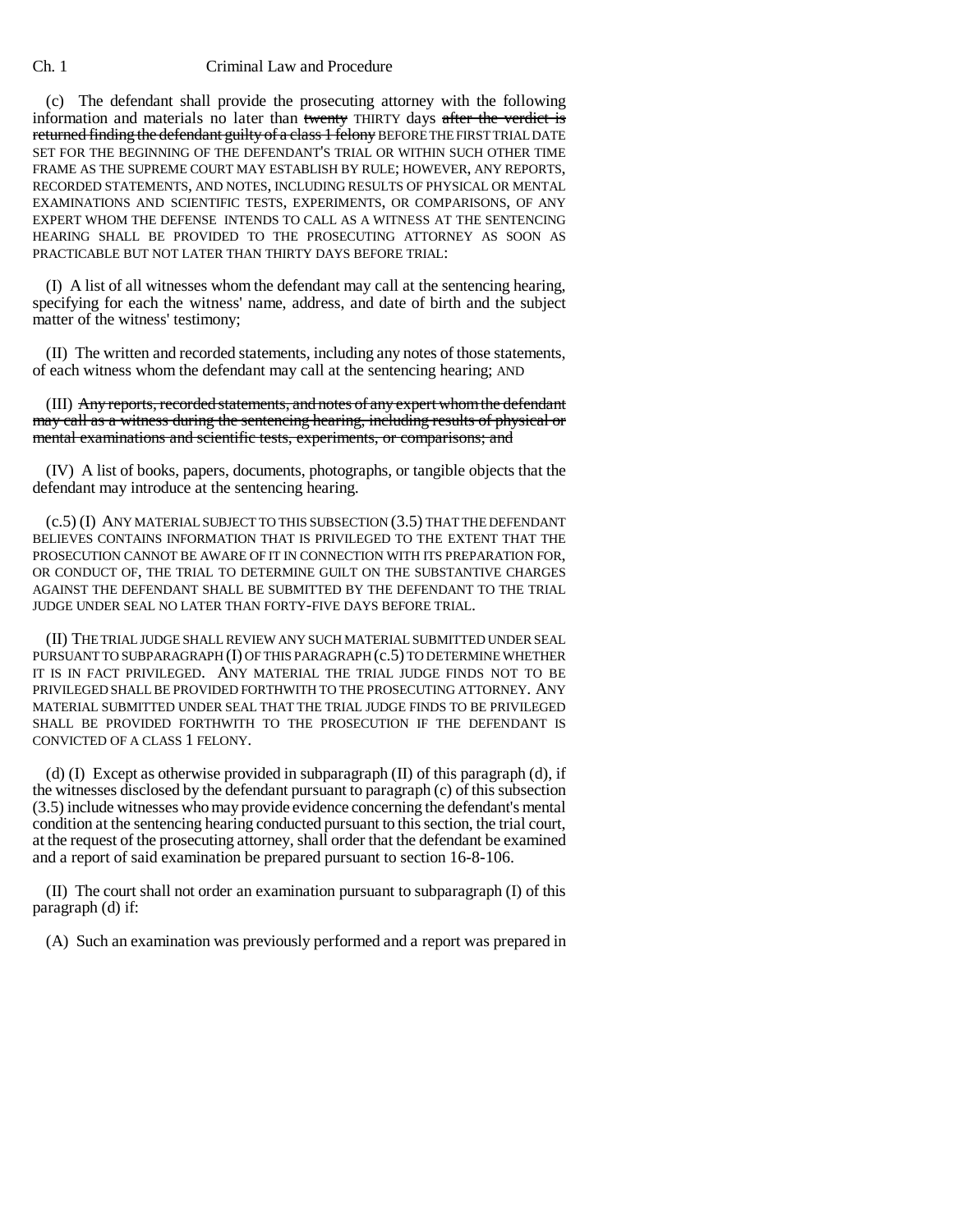(c) The defendant shall provide the prosecuting attorney with the following information and materials no later than ~~twenty~~ THIRTY days ~~after the verdict is returned finding the defendant guilty of a class 1 felony~~ BEFORE THE FIRST TRIAL DATE SET FOR THE BEGINNING OF THE DEFENDANT'S TRIAL OR WITHIN SUCH OTHER TIME FRAME AS THE SUPREME COURT MAY ESTABLISH BY RULE; HOWEVER, ANY REPORTS, RECORDED STATEMENTS, AND NOTES, INCLUDING RESULTS OF PHYSICAL OR MENTAL EXAMINATIONS AND SCIENTIFIC TESTS, EXPERIMENTS, OR COMPARISONS, OF ANY EXPERT WHOM THE DEFENSE INTENDS TO CALL AS A WITNESS AT THE SENTENCING HEARING SHALL BE PROVIDED TO THE PROSECUTING ATTORNEY AS SOON AS PRACTICABLE BUT NOT LATER THAN THIRTY DAYS BEFORE TRIAL:

(I) A list of all witnesses whom the defendant may call at the sentencing hearing, specifying for each the witness' name, address, and date of birth and the subject matter of the witness' testimony;

(II) The written and recorded statements, including any notes of those statements, of each witness whom the defendant may call at the sentencing hearing; AND

(III) ~~Any reports, recorded statements, and notes of any expert whom the defendant may call as a witness during the sentencing hearing, including results of physical or mental examinations and scientific tests, experiments, or comparisons; and~~

(IV) A list of books, papers, documents, photographs, or tangible objects that the defendant may introduce at the sentencing hearing.

(c.5) (I) ANY MATERIAL SUBJECT TO THIS SUBSECTION (3.5) THAT THE DEFENDANT BELIEVES CONTAINS INFORMATION THAT IS PRIVILEGED TO THE EXTENT THAT THE PROSECUTION CANNOT BE AWARE OF IT IN CONNECTION WITH ITS PREPARATION FOR, OR CONDUCT OF, THE TRIAL TO DETERMINE GUILT ON THE SUBSTANTIVE CHARGES AGAINST THE DEFENDANT SHALL BE SUBMITTED BY THE DEFENDANT TO THE TRIAL JUDGE UNDER SEAL NO LATER THAN FORTY-FIVE DAYS BEFORE TRIAL.

(II) THE TRIAL JUDGE SHALL REVIEW ANY SUCH MATERIAL SUBMITTED UNDER SEAL PURSUANT TO SUBPARAGRAPH (I) OF THIS PARAGRAPH (c.5) TO DETERMINE WHETHER IT IS IN FACT PRIVILEGED. ANY MATERIAL THE TRIAL JUDGE FINDS NOT TO BE PRIVILEGED SHALL BE PROVIDED FORTHWITH TO THE PROSECUTING ATTORNEY. ANY MATERIAL SUBMITTED UNDER SEAL THAT THE TRIAL JUDGE FINDS TO BE PRIVILEGED SHALL BE PROVIDED FORTHWITH TO THE PROSECUTION IF THE DEFENDANT IS CONVICTED OF A CLASS 1 FELONY.

(d) (I) Except as otherwise provided in subparagraph (II) of this paragraph (d), if the witnesses disclosed by the defendant pursuant to paragraph (c) of this subsection (3.5) include witnesses who may provide evidence concerning the defendant's mental condition at the sentencing hearing conducted pursuant to this section, the trial court, at the request of the prosecuting attorney, shall order that the defendant be examined and a report of said examination be prepared pursuant to section 16-8-106.

(II) The court shall not order an examination pursuant to subparagraph (I) of this paragraph (d) if:

(A) Such an examination was previously performed and a report was prepared in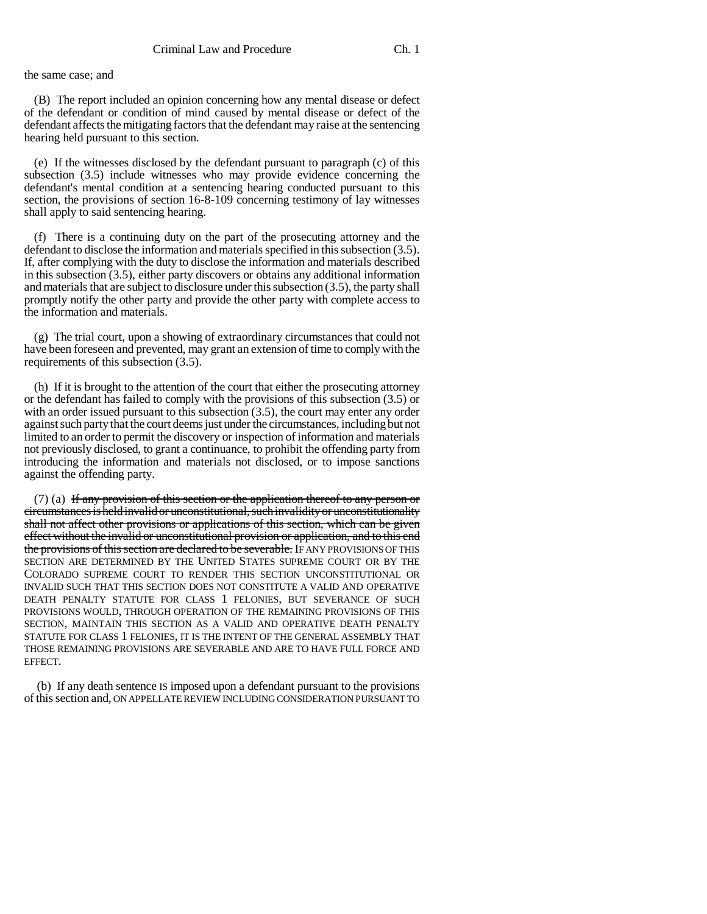the same case; and

(B) The report included an opinion concerning how any mental disease or defect of the defendant or condition of mind caused by mental disease or defect of the defendant affects the mitigating factors that the defendant may raise at the sentencing hearing held pursuant to this section.

(e) If the witnesses disclosed by the defendant pursuant to paragraph (c) of this subsection (3.5) include witnesses who may provide evidence concerning the defendant's mental condition at a sentencing hearing conducted pursuant to this section, the provisions of section 16-8-109 concerning testimony of lay witnesses shall apply to said sentencing hearing.

(f) There is a continuing duty on the part of the prosecuting attorney and the defendant to disclose the information and materials specified in this subsection (3.5). If, after complying with the duty to disclose the information and materials described in this subsection (3.5), either party discovers or obtains any additional information and materials that are subject to disclosure under this subsection (3.5), the party shall promptly notify the other party and provide the other party with complete access to the information and materials.

(g) The trial court, upon a showing of extraordinary circumstances that could not have been foreseen and prevented, may grant an extension of time to comply with the requirements of this subsection (3.5).

(h) If it is brought to the attention of the court that either the prosecuting attorney or the defendant has failed to comply with the provisions of this subsection (3.5) or with an order issued pursuant to this subsection (3.5), the court may enter any order against such party that the court deems just under the circumstances, including but not limited to an order to permit the discovery or inspection of information and materials not previously disclosed, to grant a continuance, to prohibit the offending party from introducing the information and materials not disclosed, or to impose sanctions against the offending party.

(7) (a) ~~If any provision of this section or the application thereof to any person or circumstances is held invalid or unconstitutional, such invalidity or unconstitutionality shall not affect other provisions or applications of this section, which can be given effect without the invalid or unconstitutional provision or application, and to this end the provisions of this section are declared to be severable.~~ IF ANY PROVISIONS OF THIS SECTION ARE DETERMINED BY THE UNITED STATES SUPREME COURT OR BY THE COLORADO SUPREME COURT TO RENDER THIS SECTION UNCONSTITUTIONAL OR INVALID SUCH THAT THIS SECTION DOES NOT CONSTITUTE A VALID AND OPERATIVE DEATH PENALTY STATUTE FOR CLASS 1 FELONIES, BUT SEVERANCE OF SUCH PROVISIONS WOULD, THROUGH OPERATION OF THE REMAINING PROVISIONS OF THIS SECTION, MAINTAIN THIS SECTION AS A VALID AND OPERATIVE DEATH PENALTY STATUTE FOR CLASS 1 FELONIES, IT IS THE INTENT OF THE GENERAL ASSEMBLY THAT THOSE REMAINING PROVISIONS ARE SEVERABLE AND ARE TO HAVE FULL FORCE AND EFFECT.

(b) If any death sentence IS imposed upon a defendant pursuant to the provisions of this section and, ON APPELLATE REVIEW INCLUDING CONSIDERATION PURSUANT TO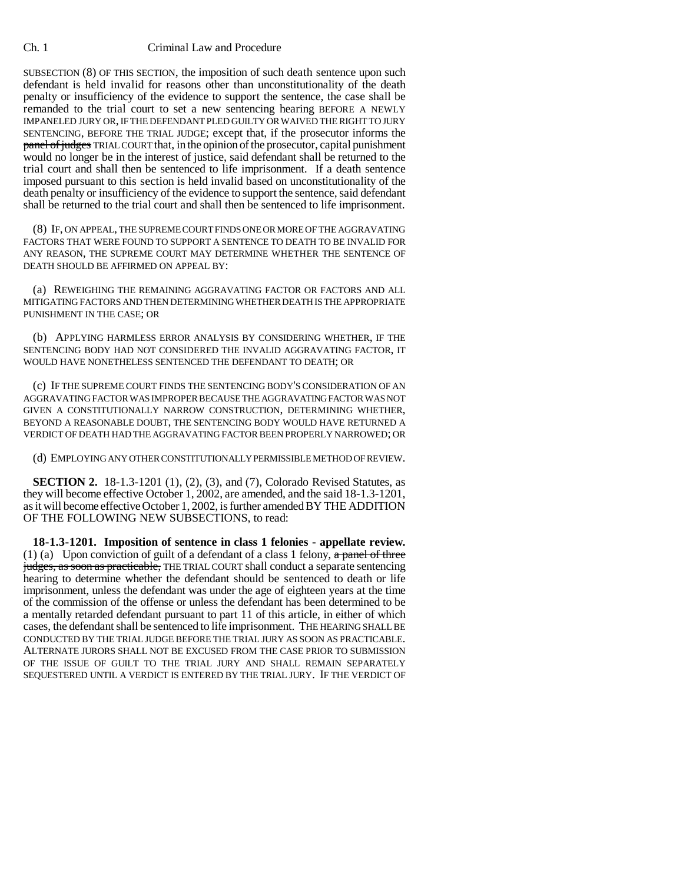SUBSECTION (8) OF THIS SECTION, the imposition of such death sentence upon such defendant is held invalid for reasons other than unconstitutionality of the death penalty or insufficiency of the evidence to support the sentence, the case shall be remanded to the trial court to set a new sentencing hearing BEFORE A NEWLY IMPANELED JURY OR, IF THE DEFENDANT PLED GUILTY OR WAIVED THE RIGHT TO JURY SENTENCING, BEFORE THE TRIAL JUDGE; except that, if the prosecutor informs the ~~panel of judges~~ TRIAL COURT that, in the opinion of the prosecutor, capital punishment would no longer be in the interest of justice, said defendant shall be returned to the trial court and shall then be sentenced to life imprisonment. If a death sentence imposed pursuant to this section is held invalid based on unconstitutionality of the death penalty or insufficiency of the evidence to support the sentence, said defendant shall be returned to the trial court and shall then be sentenced to life imprisonment.

(8) IF, ON APPEAL, THE SUPREME COURT FINDS ONE OR MORE OF THE AGGRAVATING FACTORS THAT WERE FOUND TO SUPPORT A SENTENCE TO DEATH TO BE INVALID FOR ANY REASON, THE SUPREME COURT MAY DETERMINE WHETHER THE SENTENCE OF DEATH SHOULD BE AFFIRMED ON APPEAL BY:

(a) REWEIGHING THE REMAINING AGGRAVATING FACTOR OR FACTORS AND ALL MITIGATING FACTORS AND THEN DETERMINING WHETHER DEATH IS THE APPROPRIATE PUNISHMENT IN THE CASE; OR

(b) APPLYING HARMLESS ERROR ANALYSIS BY CONSIDERING WHETHER, IF THE SENTENCING BODY HAD NOT CONSIDERED THE INVALID AGGRAVATING FACTOR, IT WOULD HAVE NONETHELESS SENTENCED THE DEFENDANT TO DEATH; OR

(c) IF THE SUPREME COURT FINDS THE SENTENCING BODY'S CONSIDERATION OF AN AGGRAVATING FACTOR WAS IMPROPER BECAUSE THE AGGRAVATING FACTOR WAS NOT GIVEN A CONSTITUTIONALLY NARROW CONSTRUCTION, DETERMINING WHETHER, BEYOND A REASONABLE DOUBT, THE SENTENCING BODY WOULD HAVE RETURNED A VERDICT OF DEATH HAD THE AGGRAVATING FACTOR BEEN PROPERLY NARROWED; OR

(d) EMPLOYING ANY OTHER CONSTITUTIONALLY PERMISSIBLE METHOD OF REVIEW.

**SECTION 2.** 18-1.3-1201 (1), (2), (3), and (7), Colorado Revised Statutes, as they will become effective October 1, 2002, are amended, and the said 18-1.3-1201, as it will become effective October 1, 2002, is further amended BY THE ADDITION OF THE FOLLOWING NEW SUBSECTIONS, to read:

**18-1.3-1201. Imposition of sentence in class 1 felonies - appellate review.** (1) (a) Upon conviction of guilt of a defendant of a class 1 felony, ~~a panel of three judges, as soon as practicable,~~ THE TRIAL COURT shall conduct a separate sentencing hearing to determine whether the defendant should be sentenced to death or life imprisonment, unless the defendant was under the age of eighteen years at the time of the commission of the offense or unless the defendant has been determined to be a mentally retarded defendant pursuant to part 11 of this article, in either of which cases, the defendant shall be sentenced to life imprisonment. THE HEARING SHALL BE CONDUCTED BY THE TRIAL JUDGE BEFORE THE TRIAL JURY AS SOON AS PRACTICABLE. ALTERNATE JURORS SHALL NOT BE EXCUSED FROM THE CASE PRIOR TO SUBMISSION OF THE ISSUE OF GUILT TO THE TRIAL JURY AND SHALL REMAIN SEPARATELY SEQUESTERED UNTIL A VERDICT IS ENTERED BY THE TRIAL JURY. IF THE VERDICT OF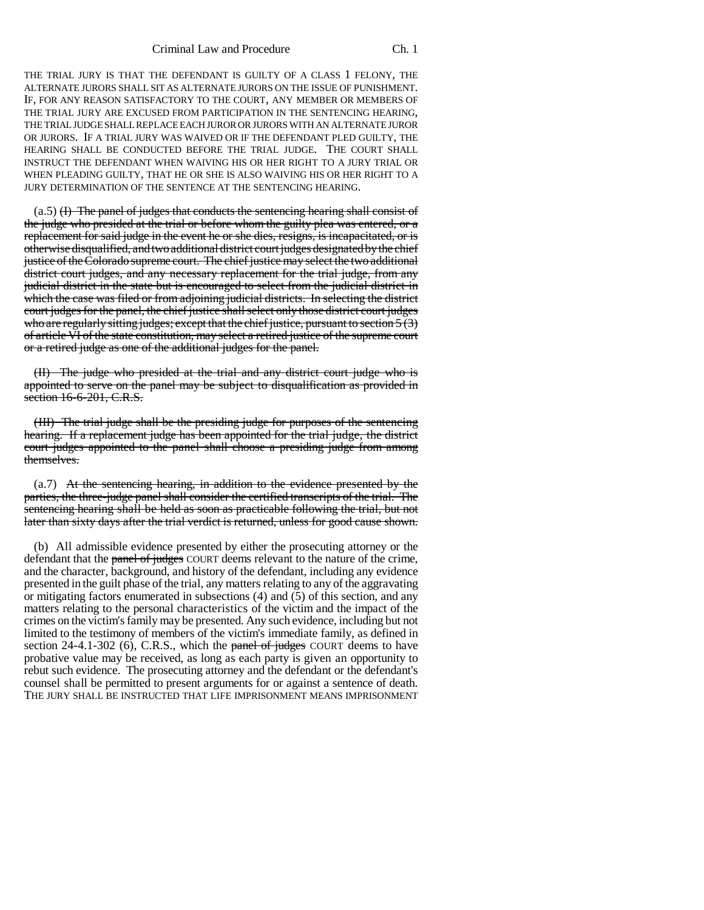THE TRIAL JURY IS THAT THE DEFENDANT IS GUILTY OF A CLASS 1 FELONY, THE ALTERNATE JURORS SHALL SIT AS ALTERNATE JURORS ON THE ISSUE OF PUNISHMENT. IF, FOR ANY REASON SATISFACTORY TO THE COURT, ANY MEMBER OR MEMBERS OF THE TRIAL JURY ARE EXCUSED FROM PARTICIPATION IN THE SENTENCING HEARING, THE TRIAL JUDGE SHALL REPLACE EACH JUROR OR JURORS WITH AN ALTERNATE JUROR OR JURORS. IF A TRIAL JURY WAS WAIVED OR IF THE DEFENDANT PLED GUILTY, THE HEARING SHALL BE CONDUCTED BEFORE THE TRIAL JUDGE. THE COURT SHALL INSTRUCT THE DEFENDANT WHEN WAIVING HIS OR HER RIGHT TO A JURY TRIAL OR WHEN PLEADING GUILTY, THAT HE OR SHE IS ALSO WAIVING HIS OR HER RIGHT TO A JURY DETERMINATION OF THE SENTENCE AT THE SENTENCING HEARING.

(a.5) ~~(I) The panel of judges that conducts the sentencing hearing shall consist of the judge who presided at the trial or before whom the guilty plea was entered, or a replacement for said judge in the event he or she dies, resigns, is incapacitated, or is otherwise disqualified, and two additional district court judges designated by the chief justice of the Colorado supreme court. The chief justice may select the two additional district court judges, and any necessary replacement for the trial judge, from any judicial district in the state but is encouraged to select from the judicial district in which the case was filed or from adjoining judicial districts. In selecting the district court judges for the panel, the chief justice shall select only those district court judges who are regularly sitting judges; except that the chief justice, pursuant to section 5 (3) of article VI of the state constitution, may select a retired justice of the supreme court or a retired judge as one of the additional judges for the panel.~~

~~(II) The judge who presided at the trial and any district court judge who is appointed to serve on the panel may be subject to disqualification as provided in section 16-6-201, C.R.S.~~

~~(III) The trial judge shall be the presiding judge for purposes of the sentencing hearing. If a replacement judge has been appointed for the trial judge, the district court judges appointed to the panel shall choose a presiding judge from among themselves.~~

(a.7) ~~At the sentencing hearing, in addition to the evidence presented by the parties, the three-judge panel shall consider the certified transcripts of the trial. The sentencing hearing shall be held as soon as practicable following the trial, but not later than sixty days after the trial verdict is returned, unless for good cause shown.~~

(b) All admissible evidence presented by either the prosecuting attorney or the defendant that the ~~panel of judges~~ COURT deems relevant to the nature of the crime, and the character, background, and history of the defendant, including any evidence presented in the guilt phase of the trial, any matters relating to any of the aggravating or mitigating factors enumerated in subsections (4) and (5) of this section, and any matters relating to the personal characteristics of the victim and the impact of the crimes on the victim's family may be presented. Any such evidence, including but not limited to the testimony of members of the victim's immediate family, as defined in section 24-4.1-302 (6), C.R.S., which the ~~panel of judges~~ COURT deems to have probative value may be received, as long as each party is given an opportunity to rebut such evidence. The prosecuting attorney and the defendant or the defendant's counsel shall be permitted to present arguments for or against a sentence of death. THE JURY SHALL BE INSTRUCTED THAT LIFE IMPRISONMENT MEANS IMPRISONMENT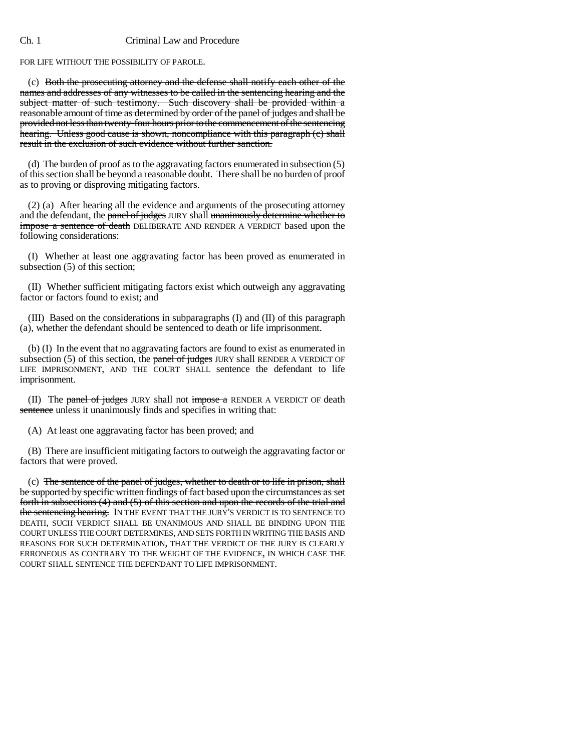FOR LIFE WITHOUT THE POSSIBILITY OF PAROLE.

(c) ~~Both the prosecuting attorney and the defense shall notify each other of the names and addresses of any witnesses to be called in the sentencing hearing and the subject matter of such testimony. Such discovery shall be provided within a reasonable amount of time as determined by order of the panel of judges and shall be provided not less than twenty-four hours prior to the commencement of the sentencing hearing. Unless good cause is shown, noncompliance with this paragraph (c) shall result in the exclusion of such evidence without further sanction.~~

(d) The burden of proof as to the aggravating factors enumerated in subsection (5) of this section shall be beyond a reasonable doubt. There shall be no burden of proof as to proving or disproving mitigating factors.

(2) (a) After hearing all the evidence and arguments of the prosecuting attorney and the defendant, the ~~panel of judges~~ JURY shall ~~unanimously determine whether to impose a sentence of death~~ DELIBERATE AND RENDER A VERDICT based upon the following considerations:

(I) Whether at least one aggravating factor has been proved as enumerated in subsection (5) of this section;

(II) Whether sufficient mitigating factors exist which outweigh any aggravating factor or factors found to exist; and

(III) Based on the considerations in subparagraphs (I) and (II) of this paragraph (a), whether the defendant should be sentenced to death or life imprisonment.

(b) (I) In the event that no aggravating factors are found to exist as enumerated in subsection (5) of this section, the ~~panel of judges~~ JURY shall RENDER A VERDICT OF LIFE IMPRISONMENT, AND THE COURT SHALL sentence the defendant to life imprisonment.

(II) The ~~panel of judges~~ JURY shall not ~~impose a~~ RENDER A VERDICT OF death ~~sentence~~ unless it unanimously finds and specifies in writing that:

(A) At least one aggravating factor has been proved; and

(B) There are insufficient mitigating factors to outweigh the aggravating factor or factors that were proved.

(c) ~~The sentence of the panel of judges, whether to death or to life in prison, shall be supported by specific written findings of fact based upon the circumstances as set forth in subsections (4) and (5) of this section and upon the records of the trial and the sentencing hearing.~~ IN THE EVENT THAT THE JURY'S VERDICT IS TO SENTENCE TO DEATH, SUCH VERDICT SHALL BE UNANIMOUS AND SHALL BE BINDING UPON THE COURT UNLESS THE COURT DETERMINES, AND SETS FORTH IN WRITING THE BASIS AND REASONS FOR SUCH DETERMINATION, THAT THE VERDICT OF THE JURY IS CLEARLY ERRONEOUS AS CONTRARY TO THE WEIGHT OF THE EVIDENCE, IN WHICH CASE THE COURT SHALL SENTENCE THE DEFENDANT TO LIFE IMPRISONMENT.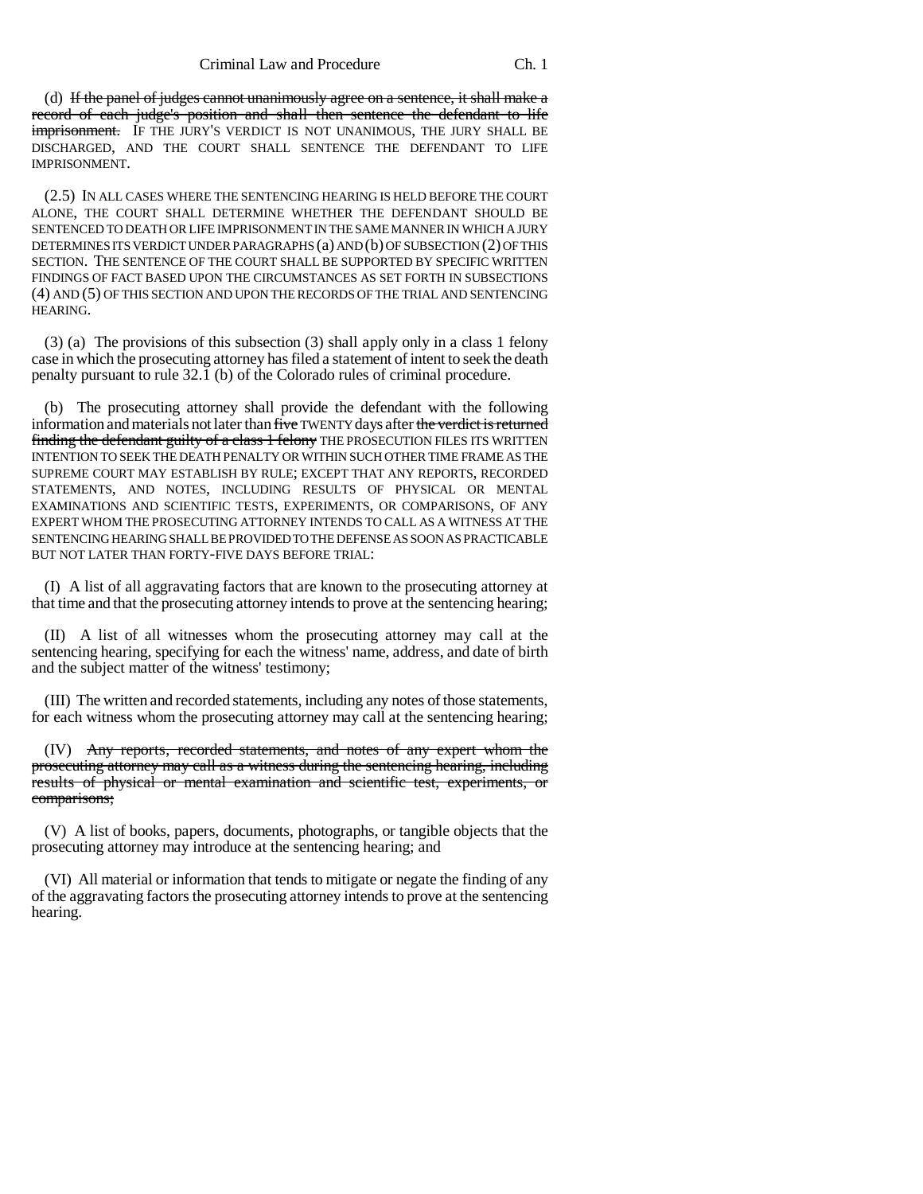(d) ~~If the panel of judges cannot unanimously agree on a sentence, it shall make a record of each judge's position and shall then sentence the defendant to life imprisonment.~~ IF THE JURY'S VERDICT IS NOT UNANIMOUS, THE JURY SHALL BE DISCHARGED, AND THE COURT SHALL SENTENCE THE DEFENDANT TO LIFE IMPRISONMENT.

(2.5) IN ALL CASES WHERE THE SENTENCING HEARING IS HELD BEFORE THE COURT ALONE, THE COURT SHALL DETERMINE WHETHER THE DEFENDANT SHOULD BE SENTENCED TO DEATH OR LIFE IMPRISONMENT IN THE SAME MANNER IN WHICH A JURY DETERMINES ITS VERDICT UNDER PARAGRAPHS (a) AND (b) OF SUBSECTION (2) OF THIS SECTION. THE SENTENCE OF THE COURT SHALL BE SUPPORTED BY SPECIFIC WRITTEN FINDINGS OF FACT BASED UPON THE CIRCUMSTANCES AS SET FORTH IN SUBSECTIONS (4) AND (5) OF THIS SECTION AND UPON THE RECORDS OF THE TRIAL AND SENTENCING HEARING.

(3) (a) The provisions of this subsection (3) shall apply only in a class 1 felony case in which the prosecuting attorney has filed a statement of intent to seek the death penalty pursuant to rule 32.1 (b) of the Colorado rules of criminal procedure.

(b) The prosecuting attorney shall provide the defendant with the following information and materials not later than ~~five~~ TWENTY days after ~~the verdict is returned finding the defendant guilty of a class 1 felony~~ THE PROSECUTION FILES ITS WRITTEN INTENTION TO SEEK THE DEATH PENALTY OR WITHIN SUCH OTHER TIME FRAME AS THE SUPREME COURT MAY ESTABLISH BY RULE; EXCEPT THAT ANY REPORTS, RECORDED STATEMENTS, AND NOTES, INCLUDING RESULTS OF PHYSICAL OR MENTAL EXAMINATIONS AND SCIENTIFIC TESTS, EXPERIMENTS, OR COMPARISONS, OF ANY EXPERT WHOM THE PROSECUTING ATTORNEY INTENDS TO CALL AS A WITNESS AT THE SENTENCING HEARING SHALL BE PROVIDED TO THE DEFENSE AS SOON AS PRACTICABLE BUT NOT LATER THAN FORTY-FIVE DAYS BEFORE TRIAL:

(I) A list of all aggravating factors that are known to the prosecuting attorney at that time and that the prosecuting attorney intends to prove at the sentencing hearing;

(II) A list of all witnesses whom the prosecuting attorney may call at the sentencing hearing, specifying for each the witness' name, address, and date of birth and the subject matter of the witness' testimony;

(III) The written and recorded statements, including any notes of those statements, for each witness whom the prosecuting attorney may call at the sentencing hearing;

(IV) ~~Any reports, recorded statements, and notes of any expert whom the prosecuting attorney may call as a witness during the sentencing hearing, including results of physical or mental examination and scientific test, experiments, or comparisons;~~

(V) A list of books, papers, documents, photographs, or tangible objects that the prosecuting attorney may introduce at the sentencing hearing; and

(VI) All material or information that tends to mitigate or negate the finding of any of the aggravating factors the prosecuting attorney intends to prove at the sentencing hearing.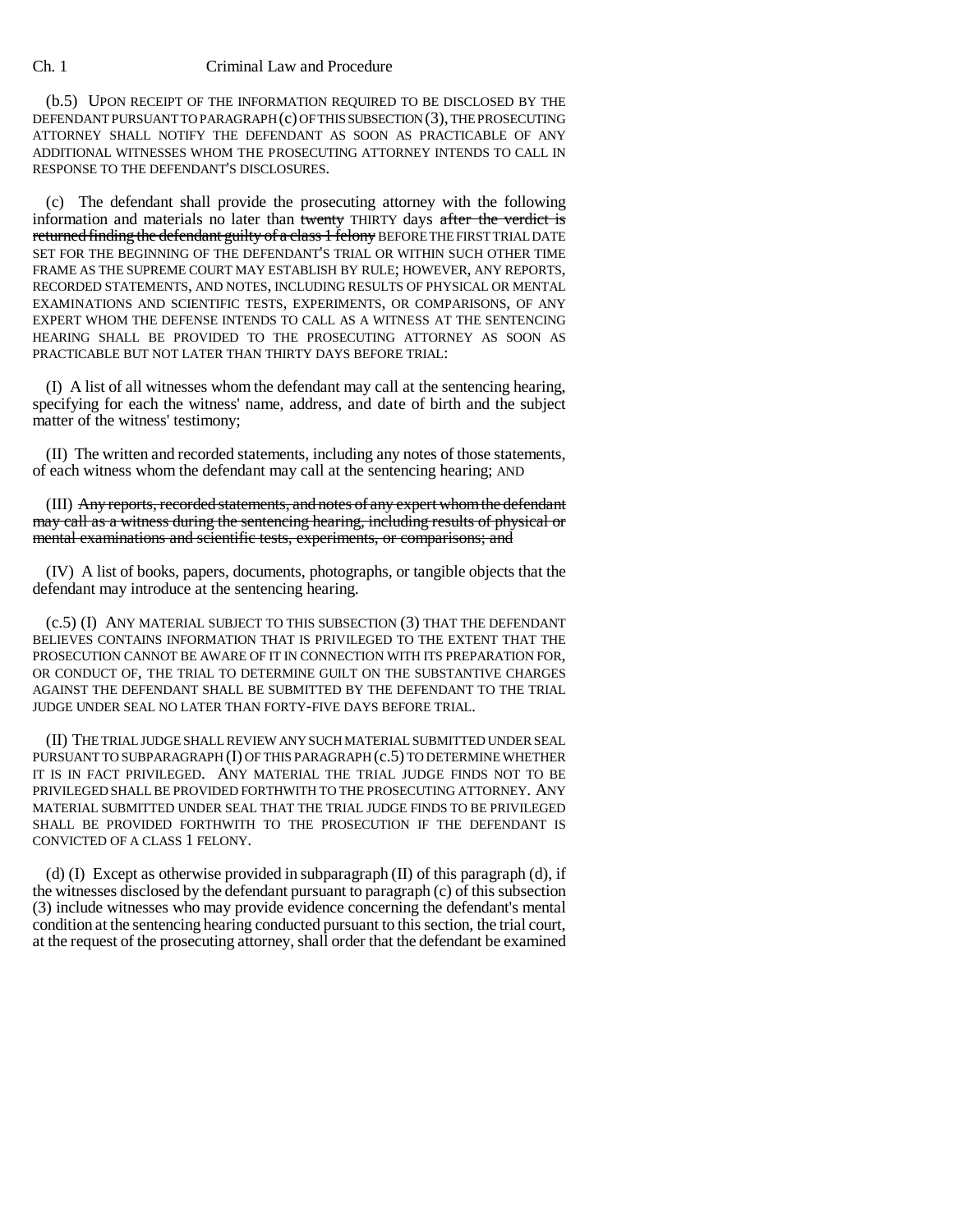(b.5) UPON RECEIPT OF THE INFORMATION REQUIRED TO BE DISCLOSED BY THE DEFENDANT PURSUANT TO PARAGRAPH (c) OF THIS SUBSECTION (3), THE PROSECUTING ATTORNEY SHALL NOTIFY THE DEFENDANT AS SOON AS PRACTICABLE OF ANY ADDITIONAL WITNESSES WHOM THE PROSECUTING ATTORNEY INTENDS TO CALL IN RESPONSE TO THE DEFENDANT'S DISCLOSURES.

(c) The defendant shall provide the prosecuting attorney with the following information and materials no later than ~~twenty~~ THIRTY days ~~after the verdict is returned finding the defendant guilty of a class 1 felony~~ BEFORE THE FIRST TRIAL DATE SET FOR THE BEGINNING OF THE DEFENDANT'S TRIAL OR WITHIN SUCH OTHER TIME FRAME AS THE SUPREME COURT MAY ESTABLISH BY RULE; HOWEVER, ANY REPORTS, RECORDED STATEMENTS, AND NOTES, INCLUDING RESULTS OF PHYSICAL OR MENTAL EXAMINATIONS AND SCIENTIFIC TESTS, EXPERIMENTS, OR COMPARISONS, OF ANY EXPERT WHOM THE DEFENSE INTENDS TO CALL AS A WITNESS AT THE SENTENCING HEARING SHALL BE PROVIDED TO THE PROSECUTING ATTORNEY AS SOON AS PRACTICABLE BUT NOT LATER THAN THIRTY DAYS BEFORE TRIAL:

(I) A list of all witnesses whom the defendant may call at the sentencing hearing, specifying for each the witness' name, address, and date of birth and the subject matter of the witness' testimony;

(II) The written and recorded statements, including any notes of those statements, of each witness whom the defendant may call at the sentencing hearing; AND

(III) ~~Any reports, recorded statements, and notes of any expert whom the defendant may call as a witness during the sentencing hearing, including results of physical or mental examinations and scientific tests, experiments, or comparisons; and~~

(IV) A list of books, papers, documents, photographs, or tangible objects that the defendant may introduce at the sentencing hearing.

(c.5) (I) ANY MATERIAL SUBJECT TO THIS SUBSECTION (3) THAT THE DEFENDANT BELIEVES CONTAINS INFORMATION THAT IS PRIVILEGED TO THE EXTENT THAT THE PROSECUTION CANNOT BE AWARE OF IT IN CONNECTION WITH ITS PREPARATION FOR, OR CONDUCT OF, THE TRIAL TO DETERMINE GUILT ON THE SUBSTANTIVE CHARGES AGAINST THE DEFENDANT SHALL BE SUBMITTED BY THE DEFENDANT TO THE TRIAL JUDGE UNDER SEAL NO LATER THAN FORTY-FIVE DAYS BEFORE TRIAL.

(II) THE TRIAL JUDGE SHALL REVIEW ANY SUCH MATERIAL SUBMITTED UNDER SEAL PURSUANT TO SUBPARAGRAPH (I) OF THIS PARAGRAPH (c.5) TO DETERMINE WHETHER IT IS IN FACT PRIVILEGED. ANY MATERIAL THE TRIAL JUDGE FINDS NOT TO BE PRIVILEGED SHALL BE PROVIDED FORTHWITH TO THE PROSECUTING ATTORNEY. ANY MATERIAL SUBMITTED UNDER SEAL THAT THE TRIAL JUDGE FINDS TO BE PRIVILEGED SHALL BE PROVIDED FORTHWITH TO THE PROSECUTION IF THE DEFENDANT IS CONVICTED OF A CLASS 1 FELONY.

(d) (I) Except as otherwise provided in subparagraph (II) of this paragraph (d), if the witnesses disclosed by the defendant pursuant to paragraph (c) of this subsection (3) include witnesses who may provide evidence concerning the defendant's mental condition at the sentencing hearing conducted pursuant to this section, the trial court, at the request of the prosecuting attorney, shall order that the defendant be examined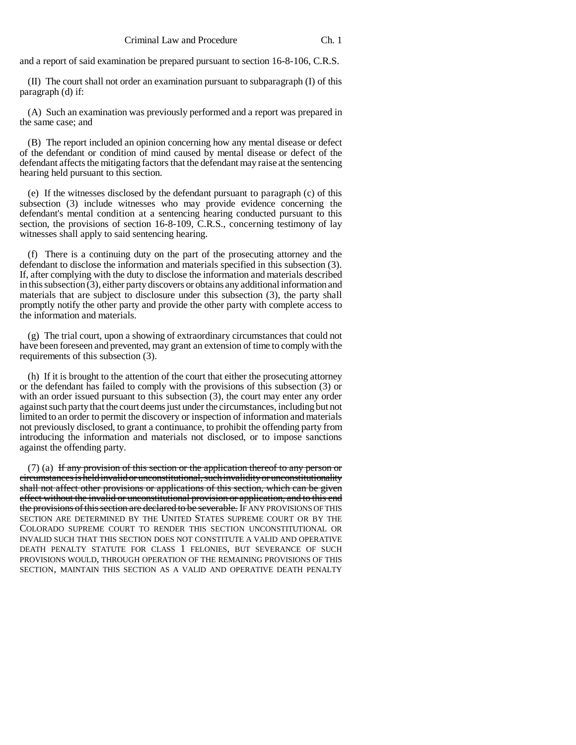and a report of said examination be prepared pursuant to section 16-8-106, C.R.S.

(II) The court shall not order an examination pursuant to subparagraph (I) of this paragraph (d) if:

(A) Such an examination was previously performed and a report was prepared in the same case; and

(B) The report included an opinion concerning how any mental disease or defect of the defendant or condition of mind caused by mental disease or defect of the defendant affects the mitigating factors that the defendant may raise at the sentencing hearing held pursuant to this section.

(e) If the witnesses disclosed by the defendant pursuant to paragraph (c) of this subsection (3) include witnesses who may provide evidence concerning the defendant's mental condition at a sentencing hearing conducted pursuant to this section, the provisions of section 16-8-109, C.R.S., concerning testimony of lay witnesses shall apply to said sentencing hearing.

(f) There is a continuing duty on the part of the prosecuting attorney and the defendant to disclose the information and materials specified in this subsection (3). If, after complying with the duty to disclose the information and materials described in this subsection (3), either party discovers or obtains any additional information and materials that are subject to disclosure under this subsection (3), the party shall promptly notify the other party and provide the other party with complete access to the information and materials.

(g) The trial court, upon a showing of extraordinary circumstances that could not have been foreseen and prevented, may grant an extension of time to comply with the requirements of this subsection (3).

(h) If it is brought to the attention of the court that either the prosecuting attorney or the defendant has failed to comply with the provisions of this subsection (3) or with an order issued pursuant to this subsection (3), the court may enter any order against such party that the court deems just under the circumstances, including but not limited to an order to permit the discovery or inspection of information and materials not previously disclosed, to grant a continuance, to prohibit the offending party from introducing the information and materials not disclosed, or to impose sanctions against the offending party.

(7) (a) ~~If any provision of this section or the application thereof to any person or circumstances is held invalid or unconstitutional, such invalidity or unconstitutionality shall not affect other provisions or applications of this section, which can be given effect without the invalid or unconstitutional provision or application, and to this end the provisions of this section are declared to be severable.~~ IF ANY PROVISIONS OF THIS SECTION ARE DETERMINED BY THE UNITED STATES SUPREME COURT OR BY THE COLORADO SUPREME COURT TO RENDER THIS SECTION UNCONSTITUTIONAL OR INVALID SUCH THAT THIS SECTION DOES NOT CONSTITUTE A VALID AND OPERATIVE DEATH PENALTY STATUTE FOR CLASS 1 FELONIES, BUT SEVERANCE OF SUCH PROVISIONS WOULD, THROUGH OPERATION OF THE REMAINING PROVISIONS OF THIS SECTION, MAINTAIN THIS SECTION AS A VALID AND OPERATIVE DEATH PENALTY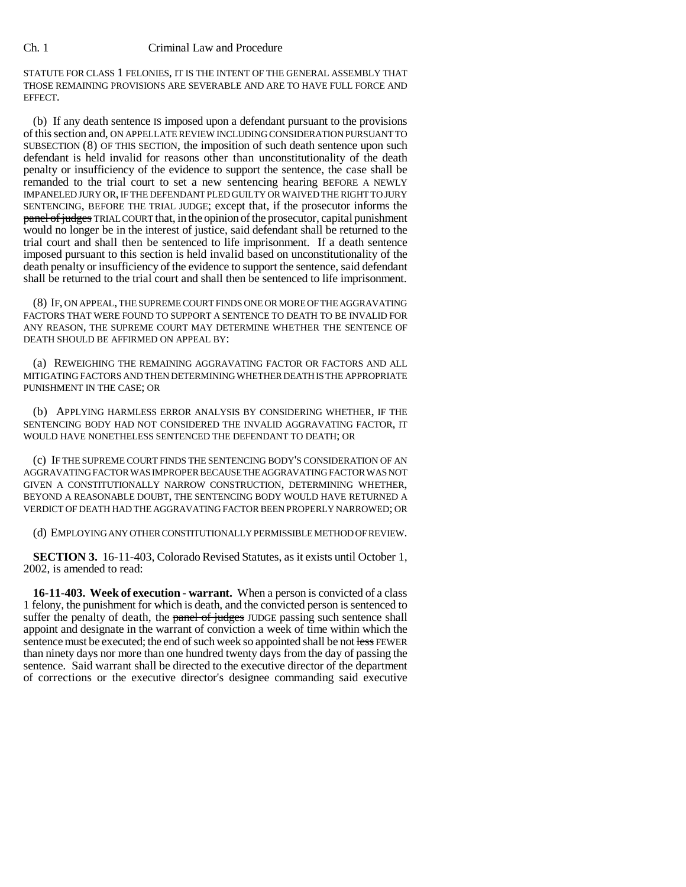STATUTE FOR CLASS 1 FELONIES, IT IS THE INTENT OF THE GENERAL ASSEMBLY THAT THOSE REMAINING PROVISIONS ARE SEVERABLE AND ARE TO HAVE FULL FORCE AND EFFECT.

(b) If any death sentence IS imposed upon a defendant pursuant to the provisions of this section and, ON APPELLATE REVIEW INCLUDING CONSIDERATION PURSUANT TO SUBSECTION (8) OF THIS SECTION, the imposition of such death sentence upon such defendant is held invalid for reasons other than unconstitutionality of the death penalty or insufficiency of the evidence to support the sentence, the case shall be remanded to the trial court to set a new sentencing hearing BEFORE A NEWLY IMPANELED JURY OR, IF THE DEFENDANT PLED GUILTY OR WAIVED THE RIGHT TO JURY SENTENCING, BEFORE THE TRIAL JUDGE; except that, if the prosecutor informs the ~~panel of judges~~ TRIAL COURT that, in the opinion of the prosecutor, capital punishment would no longer be in the interest of justice, said defendant shall be returned to the trial court and shall then be sentenced to life imprisonment. If a death sentence imposed pursuant to this section is held invalid based on unconstitutionality of the death penalty or insufficiency of the evidence to support the sentence, said defendant shall be returned to the trial court and shall then be sentenced to life imprisonment.

(8) IF, ON APPEAL, THE SUPREME COURT FINDS ONE OR MORE OF THE AGGRAVATING FACTORS THAT WERE FOUND TO SUPPORT A SENTENCE TO DEATH TO BE INVALID FOR ANY REASON, THE SUPREME COURT MAY DETERMINE WHETHER THE SENTENCE OF DEATH SHOULD BE AFFIRMED ON APPEAL BY:

(a) REWEIGHING THE REMAINING AGGRAVATING FACTOR OR FACTORS AND ALL MITIGATING FACTORS AND THEN DETERMINING WHETHER DEATH IS THE APPROPRIATE PUNISHMENT IN THE CASE; OR

(b) APPLYING HARMLESS ERROR ANALYSIS BY CONSIDERING WHETHER, IF THE SENTENCING BODY HAD NOT CONSIDERED THE INVALID AGGRAVATING FACTOR, IT WOULD HAVE NONETHELESS SENTENCED THE DEFENDANT TO DEATH; OR

(c) IF THE SUPREME COURT FINDS THE SENTENCING BODY'S CONSIDERATION OF AN AGGRAVATING FACTOR WAS IMPROPER BECAUSE THE AGGRAVATING FACTOR WAS NOT GIVEN A CONSTITUTIONALLY NARROW CONSTRUCTION, DETERMINING WHETHER, BEYOND A REASONABLE DOUBT, THE SENTENCING BODY WOULD HAVE RETURNED A VERDICT OF DEATH HAD THE AGGRAVATING FACTOR BEEN PROPERLY NARROWED; OR

(d) EMPLOYING ANY OTHER CONSTITUTIONALLY PERMISSIBLE METHOD OF REVIEW.

**SECTION 3.** 16-11-403, Colorado Revised Statutes, as it exists until October 1, 2002, is amended to read:

**16-11-403. Week of execution - warrant.** When a person is convicted of a class 1 felony, the punishment for which is death, and the convicted person is sentenced to suffer the penalty of death, the ~~panel of judges~~ JUDGE passing such sentence shall appoint and designate in the warrant of conviction a week of time within which the sentence must be executed; the end of such week so appointed shall be not ~~less~~ FEWER than ninety days nor more than one hundred twenty days from the day of passing the sentence. Said warrant shall be directed to the executive director of the department of corrections or the executive director's designee commanding said executive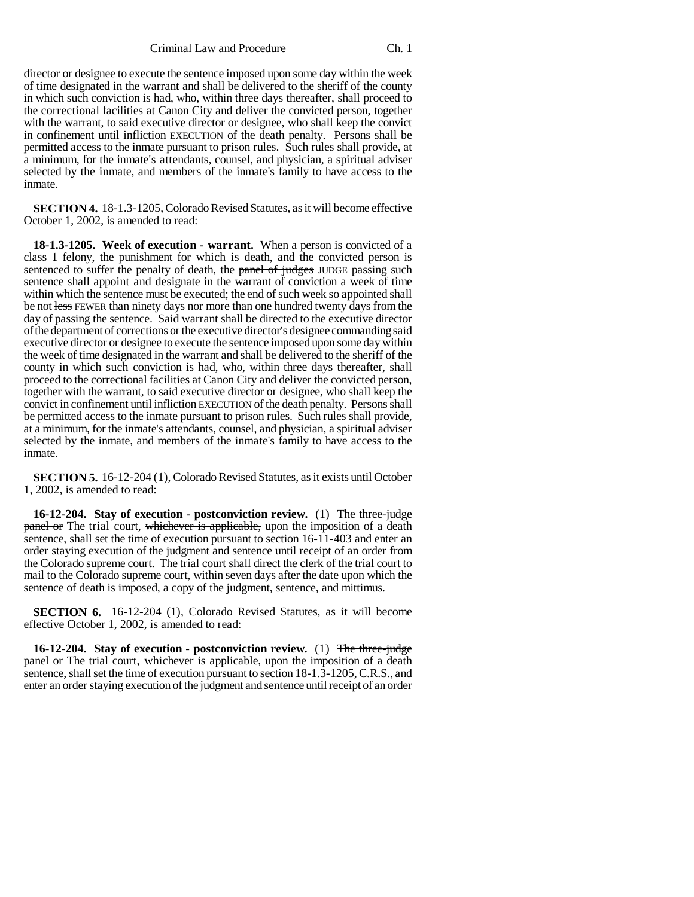director or designee to execute the sentence imposed upon some day within the week of time designated in the warrant and shall be delivered to the sheriff of the county in which such conviction is had, who, within three days thereafter, shall proceed to the correctional facilities at Canon City and deliver the convicted person, together with the warrant, to said executive director or designee, who shall keep the convict in confinement until ~~infliction~~ EXECUTION of the death penalty. Persons shall be permitted access to the inmate pursuant to prison rules. Such rules shall provide, at a minimum, for the inmate's attendants, counsel, and physician, a spiritual adviser selected by the inmate, and members of the inmate's family to have access to the inmate.

**SECTION 4.** 18-1.3-1205, Colorado Revised Statutes, as it will become effective October 1, 2002, is amended to read:

**18-1.3-1205. Week of execution - warrant.** When a person is convicted of a class 1 felony, the punishment for which is death, and the convicted person is sentenced to suffer the penalty of death, the ~~panel of judges~~ JUDGE passing such sentence shall appoint and designate in the warrant of conviction a week of time within which the sentence must be executed; the end of such week so appointed shall be not ~~less~~ FEWER than ninety days nor more than one hundred twenty days from the day of passing the sentence. Said warrant shall be directed to the executive director of the department of corrections or the executive director's designee commanding said executive director or designee to execute the sentence imposed upon some day within the week of time designated in the warrant and shall be delivered to the sheriff of the county in which such conviction is had, who, within three days thereafter, shall proceed to the correctional facilities at Canon City and deliver the convicted person, together with the warrant, to said executive director or designee, who shall keep the convict in confinement until ~~infliction~~ EXECUTION of the death penalty. Persons shall be permitted access to the inmate pursuant to prison rules. Such rules shall provide, at a minimum, for the inmate's attendants, counsel, and physician, a spiritual adviser selected by the inmate, and members of the inmate's family to have access to the inmate.

**SECTION 5.** 16-12-204 (1), Colorado Revised Statutes, as it exists until October 1, 2002, is amended to read:

**16-12-204. Stay of execution - postconviction review.** (1) ~~The three-judge panel or~~ The trial court, ~~whichever is applicable,~~ upon the imposition of a death sentence, shall set the time of execution pursuant to section 16-11-403 and enter an order staying execution of the judgment and sentence until receipt of an order from the Colorado supreme court. The trial court shall direct the clerk of the trial court to mail to the Colorado supreme court, within seven days after the date upon which the sentence of death is imposed, a copy of the judgment, sentence, and mittimus.

**SECTION 6.** 16-12-204 (1), Colorado Revised Statutes, as it will become effective October 1, 2002, is amended to read:

**16-12-204. Stay of execution - postconviction review.** (1) ~~The three-judge panel or~~ The trial court, ~~whichever is applicable,~~ upon the imposition of a death sentence, shall set the time of execution pursuant to section 18-1.3-1205, C.R.S., and enter an order staying execution of the judgment and sentence until receipt of an order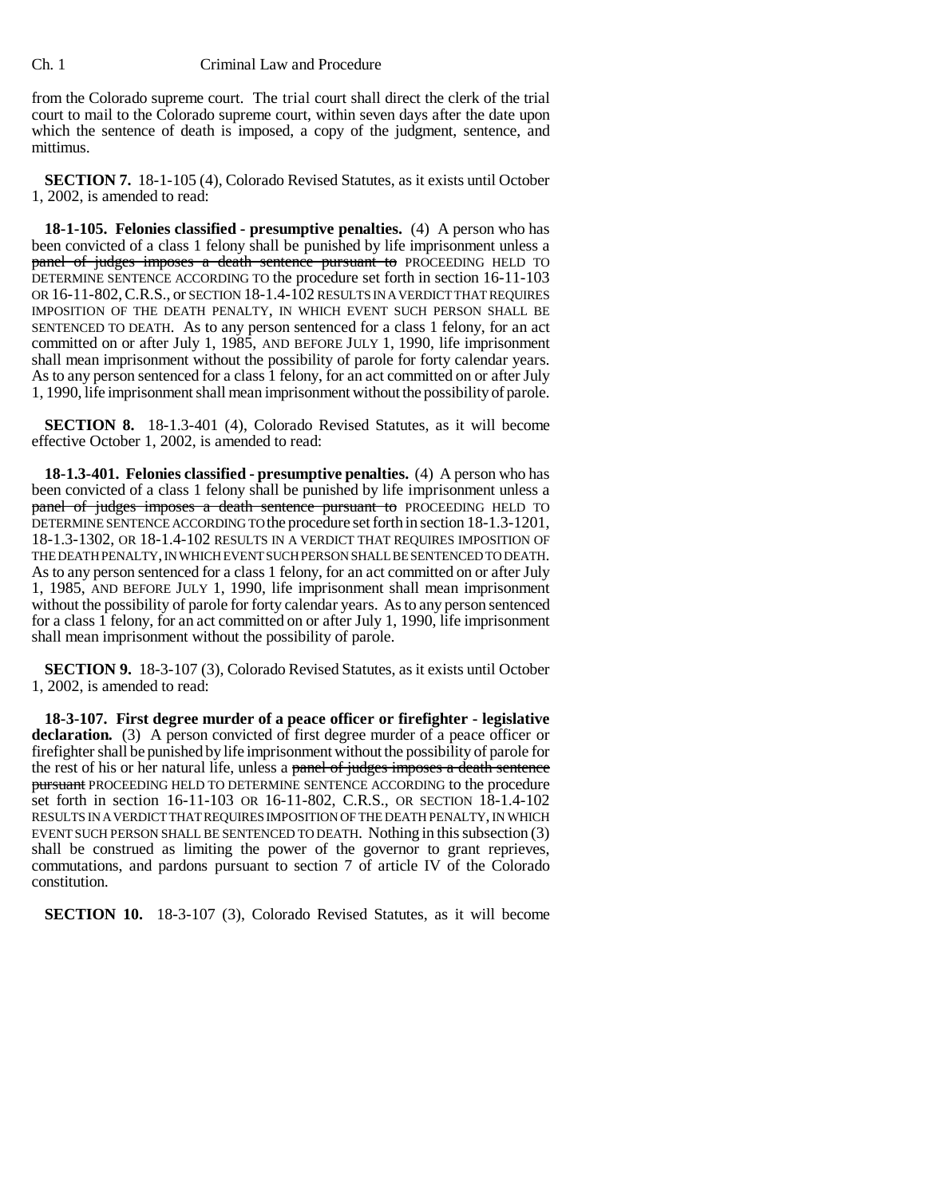from the Colorado supreme court. The trial court shall direct the clerk of the trial court to mail to the Colorado supreme court, within seven days after the date upon which the sentence of death is imposed, a copy of the judgment, sentence, and mittimus.

**SECTION 7.** 18-1-105 (4), Colorado Revised Statutes, as it exists until October 1, 2002, is amended to read:

**18-1-105. Felonies classified - presumptive penalties.** (4) A person who has been convicted of a class 1 felony shall be punished by life imprisonment unless a ~~panel of judges imposes a death sentence pursuant to~~ PROCEEDING HELD TO DETERMINE SENTENCE ACCORDING TO the procedure set forth in section 16-11-103 OR 16-11-802, C.R.S., or SECTION 18-1.4-102 RESULTS IN A VERDICT THAT REQUIRES IMPOSITION OF THE DEATH PENALTY, IN WHICH EVENT SUCH PERSON SHALL BE SENTENCED TO DEATH. As to any person sentenced for a class 1 felony, for an act committed on or after July 1, 1985, AND BEFORE JULY 1, 1990, life imprisonment shall mean imprisonment without the possibility of parole for forty calendar years. As to any person sentenced for a class 1 felony, for an act committed on or after July 1, 1990, life imprisonment shall mean imprisonment without the possibility of parole.

**SECTION 8.** 18-1.3-401 (4), Colorado Revised Statutes, as it will become effective October 1, 2002, is amended to read:

**18-1.3-401. Felonies classified - presumptive penalties.** (4) A person who has been convicted of a class 1 felony shall be punished by life imprisonment unless a ~~panel of judges imposes a death sentence pursuant to~~ PROCEEDING HELD TO DETERMINE SENTENCE ACCORDING TO the procedure set forth in section 18-1.3-1201, 18-1.3-1302, OR 18-1.4-102 RESULTS IN A VERDICT THAT REQUIRES IMPOSITION OF THE DEATH PENALTY, IN WHICH EVENT SUCH PERSON SHALL BE SENTENCED TO DEATH. As to any person sentenced for a class 1 felony, for an act committed on or after July 1, 1985, AND BEFORE JULY 1, 1990, life imprisonment shall mean imprisonment without the possibility of parole for forty calendar years. As to any person sentenced for a class 1 felony, for an act committed on or after July 1, 1990, life imprisonment shall mean imprisonment without the possibility of parole.

**SECTION 9.** 18-3-107 (3), Colorado Revised Statutes, as it exists until October 1, 2002, is amended to read:

**18-3-107. First degree murder of a peace officer or firefighter - legislative declaration.** (3) A person convicted of first degree murder of a peace officer or firefighter shall be punished by life imprisonment without the possibility of parole for the rest of his or her natural life, unless a ~~panel of judges imposes a death sentence pursuant~~ PROCEEDING HELD TO DETERMINE SENTENCE ACCORDING to the procedure set forth in section 16-11-103 OR 16-11-802, C.R.S., OR SECTION 18-1.4-102 RESULTS IN A VERDICT THAT REQUIRES IMPOSITION OF THE DEATH PENALTY, IN WHICH EVENT SUCH PERSON SHALL BE SENTENCED TO DEATH. Nothing in this subsection (3) shall be construed as limiting the power of the governor to grant reprieves, commutations, and pardons pursuant to section 7 of article IV of the Colorado constitution.

**SECTION 10.** 18-3-107 (3), Colorado Revised Statutes, as it will become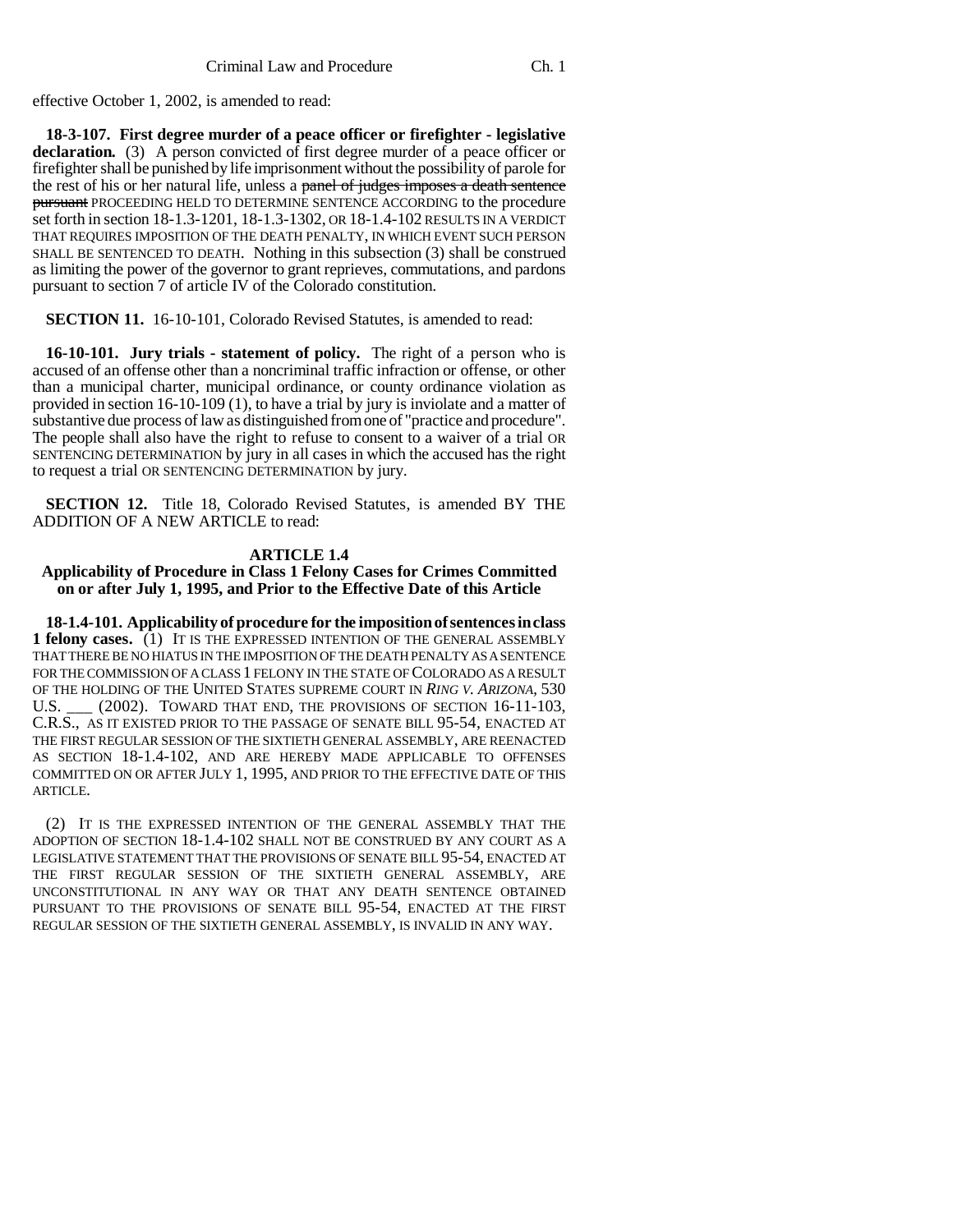effective October 1, 2002, is amended to read:

**18-3-107. First degree murder of a peace officer or firefighter - legislative declaration.** (3) A person convicted of first degree murder of a peace officer or firefighter shall be punished by life imprisonment without the possibility of parole for the rest of his or her natural life, unless a ~~panel of judges imposes a death sentence pursuant~~ PROCEEDING HELD TO DETERMINE SENTENCE ACCORDING to the procedure set forth in section 18-1.3-1201, 18-1.3-1302, OR 18-1.4-102 RESULTS IN A VERDICT THAT REQUIRES IMPOSITION OF THE DEATH PENALTY, IN WHICH EVENT SUCH PERSON SHALL BE SENTENCED TO DEATH. Nothing in this subsection (3) shall be construed as limiting the power of the governor to grant reprieves, commutations, and pardons pursuant to section 7 of article IV of the Colorado constitution.

**SECTION 11.** 16-10-101, Colorado Revised Statutes, is amended to read:

**16-10-101. Jury trials - statement of policy.** The right of a person who is accused of an offense other than a noncriminal traffic infraction or offense, or other than a municipal charter, municipal ordinance, or county ordinance violation as provided in section 16-10-109 (1), to have a trial by jury is inviolate and a matter of substantive due process of law as distinguished from one of "practice and procedure". The people shall also have the right to refuse to consent to a waiver of a trial OR SENTENCING DETERMINATION by jury in all cases in which the accused has the right to request a trial OR SENTENCING DETERMINATION by jury.

**SECTION 12.** Title 18, Colorado Revised Statutes, is amended BY THE ADDITION OF A NEW ARTICLE to read:

## ARTICLE 1.4

### Applicability of Procedure in Class 1 Felony Cases for Crimes Committed on or after July 1, 1995, and Prior to the Effective Date of this Article

**18-1.4-101. Applicability of procedure for the imposition of sentences in class 1 felony cases.** (1) IT IS THE EXPRESSED INTENTION OF THE GENERAL ASSEMBLY THAT THERE BE NO HIATUS IN THE IMPOSITION OF THE DEATH PENALTY AS A SENTENCE FOR THE COMMISSION OF A CLASS 1 FELONY IN THE STATE OF COLORADO AS A RESULT OF THE HOLDING OF THE UNITED STATES SUPREME COURT IN *RING V. ARIZONA*, 530 U.S. ___ (2002). TOWARD THAT END, THE PROVISIONS OF SECTION 16-11-103, C.R.S., AS IT EXISTED PRIOR TO THE PASSAGE OF SENATE BILL 95-54, ENACTED AT THE FIRST REGULAR SESSION OF THE SIXTIETH GENERAL ASSEMBLY, ARE REENACTED AS SECTION 18-1.4-102, AND ARE HEREBY MADE APPLICABLE TO OFFENSES COMMITTED ON OR AFTER JULY 1, 1995, AND PRIOR TO THE EFFECTIVE DATE OF THIS ARTICLE.

(2) IT IS THE EXPRESSED INTENTION OF THE GENERAL ASSEMBLY THAT THE ADOPTION OF SECTION 18-1.4-102 SHALL NOT BE CONSTRUED BY ANY COURT AS A LEGISLATIVE STATEMENT THAT THE PROVISIONS OF SENATE BILL 95-54, ENACTED AT THE FIRST REGULAR SESSION OF THE SIXTIETH GENERAL ASSEMBLY, ARE UNCONSTITUTIONAL IN ANY WAY OR THAT ANY DEATH SENTENCE OBTAINED PURSUANT TO THE PROVISIONS OF SENATE BILL 95-54, ENACTED AT THE FIRST REGULAR SESSION OF THE SIXTIETH GENERAL ASSEMBLY, IS INVALID IN ANY WAY.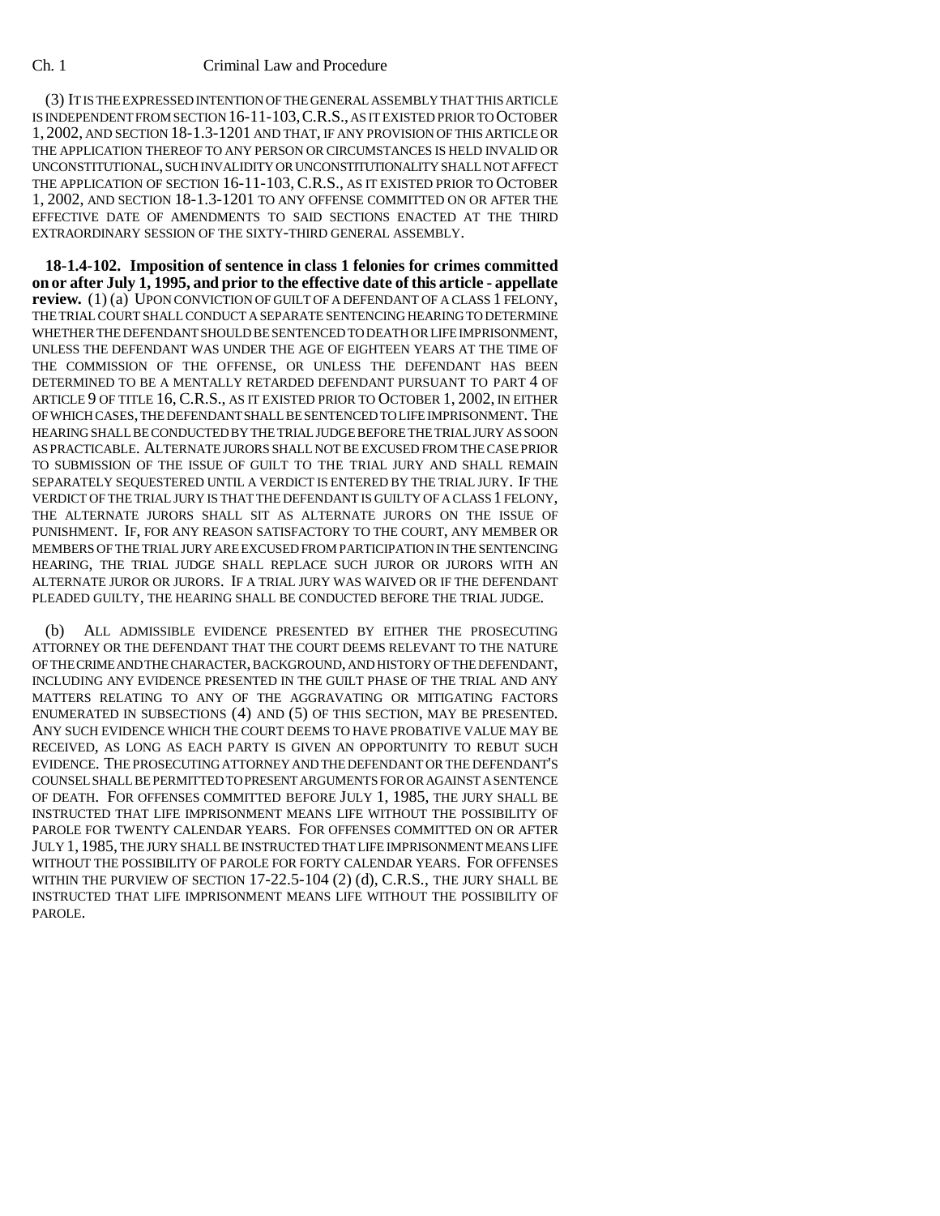(3) IT IS THE EXPRESSED INTENTION OF THE GENERAL ASSEMBLY THAT THIS ARTICLE IS INDEPENDENT FROM SECTION 16-11-103, C.R.S., AS IT EXISTED PRIOR TO OCTOBER 1, 2002, AND SECTION 18-1.3-1201 AND THAT, IF ANY PROVISION OF THIS ARTICLE OR THE APPLICATION THEREOF TO ANY PERSON OR CIRCUMSTANCES IS HELD INVALID OR UNCONSTITUTIONAL, SUCH INVALIDITY OR UNCONSTITUTIONALITY SHALL NOT AFFECT THE APPLICATION OF SECTION 16-11-103, C.R.S., AS IT EXISTED PRIOR TO OCTOBER 1, 2002, AND SECTION 18-1.3-1201 TO ANY OFFENSE COMMITTED ON OR AFTER THE EFFECTIVE DATE OF AMENDMENTS TO SAID SECTIONS ENACTED AT THE THIRD EXTRAORDINARY SESSION OF THE SIXTY-THIRD GENERAL ASSEMBLY.

**18-1.4-102. Imposition of sentence in class 1 felonies for crimes committed on or after July 1, 1995, and prior to the effective date of this article - appellate review.** (1) (a) UPON CONVICTION OF GUILT OF A DEFENDANT OF A CLASS 1 FELONY, THE TRIAL COURT SHALL CONDUCT A SEPARATE SENTENCING HEARING TO DETERMINE WHETHER THE DEFENDANT SHOULD BE SENTENCED TO DEATH OR LIFE IMPRISONMENT, UNLESS THE DEFENDANT WAS UNDER THE AGE OF EIGHTEEN YEARS AT THE TIME OF THE COMMISSION OF THE OFFENSE, OR UNLESS THE DEFENDANT HAS BEEN DETERMINED TO BE A MENTALLY RETARDED DEFENDANT PURSUANT TO PART 4 OF ARTICLE 9 OF TITLE 16, C.R.S., AS IT EXISTED PRIOR TO OCTOBER 1, 2002, IN EITHER OF WHICH CASES, THE DEFENDANT SHALL BE SENTENCED TO LIFE IMPRISONMENT. THE HEARING SHALL BE CONDUCTED BY THE TRIAL JUDGE BEFORE THE TRIAL JURY AS SOON AS PRACTICABLE. ALTERNATE JURORS SHALL NOT BE EXCUSED FROM THE CASE PRIOR TO SUBMISSION OF THE ISSUE OF GUILT TO THE TRIAL JURY AND SHALL REMAIN SEPARATELY SEQUESTERED UNTIL A VERDICT IS ENTERED BY THE TRIAL JURY. IF THE VERDICT OF THE TRIAL JURY IS THAT THE DEFENDANT IS GUILTY OF A CLASS 1 FELONY, THE ALTERNATE JURORS SHALL SIT AS ALTERNATE JURORS ON THE ISSUE OF PUNISHMENT. IF, FOR ANY REASON SATISFACTORY TO THE COURT, ANY MEMBER OR MEMBERS OF THE TRIAL JURY ARE EXCUSED FROM PARTICIPATION IN THE SENTENCING HEARING, THE TRIAL JUDGE SHALL REPLACE SUCH JUROR OR JURORS WITH AN ALTERNATE JUROR OR JURORS. IF A TRIAL JURY WAS WAIVED OR IF THE DEFENDANT PLEADED GUILTY, THE HEARING SHALL BE CONDUCTED BEFORE THE TRIAL JUDGE.

(b) ALL ADMISSIBLE EVIDENCE PRESENTED BY EITHER THE PROSECUTING ATTORNEY OR THE DEFENDANT THAT THE COURT DEEMS RELEVANT TO THE NATURE OF THE CRIME AND THE CHARACTER, BACKGROUND, AND HISTORY OF THE DEFENDANT, INCLUDING ANY EVIDENCE PRESENTED IN THE GUILT PHASE OF THE TRIAL AND ANY MATTERS RELATING TO ANY OF THE AGGRAVATING OR MITIGATING FACTORS ENUMERATED IN SUBSECTIONS (4) AND (5) OF THIS SECTION, MAY BE PRESENTED. ANY SUCH EVIDENCE WHICH THE COURT DEEMS TO HAVE PROBATIVE VALUE MAY BE RECEIVED, AS LONG AS EACH PARTY IS GIVEN AN OPPORTUNITY TO REBUT SUCH EVIDENCE. THE PROSECUTING ATTORNEY AND THE DEFENDANT OR THE DEFENDANT'S COUNSEL SHALL BE PERMITTED TO PRESENT ARGUMENTS FOR OR AGAINST A SENTENCE OF DEATH. FOR OFFENSES COMMITTED BEFORE JULY 1, 1985, THE JURY SHALL BE INSTRUCTED THAT LIFE IMPRISONMENT MEANS LIFE WITHOUT THE POSSIBILITY OF PAROLE FOR TWENTY CALENDAR YEARS. FOR OFFENSES COMMITTED ON OR AFTER JULY 1, 1985, THE JURY SHALL BE INSTRUCTED THAT LIFE IMPRISONMENT MEANS LIFE WITHOUT THE POSSIBILITY OF PAROLE FOR FORTY CALENDAR YEARS. FOR OFFENSES WITHIN THE PURVIEW OF SECTION 17-22.5-104 (2) (d), C.R.S., THE JURY SHALL BE INSTRUCTED THAT LIFE IMPRISONMENT MEANS LIFE WITHOUT THE POSSIBILITY OF PAROLE.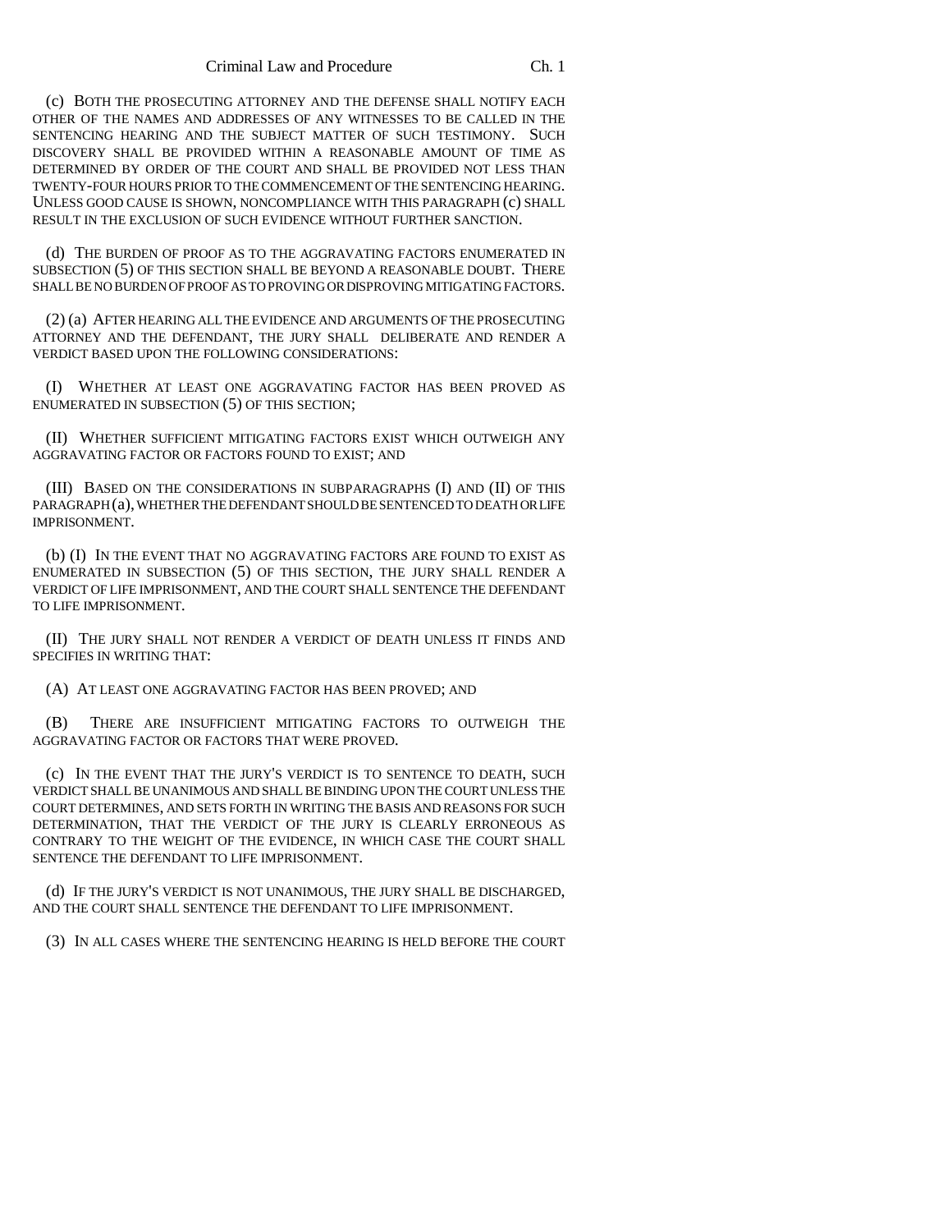(c) BOTH THE PROSECUTING ATTORNEY AND THE DEFENSE SHALL NOTIFY EACH OTHER OF THE NAMES AND ADDRESSES OF ANY WITNESSES TO BE CALLED IN THE SENTENCING HEARING AND THE SUBJECT MATTER OF SUCH TESTIMONY. SUCH DISCOVERY SHALL BE PROVIDED WITHIN A REASONABLE AMOUNT OF TIME AS DETERMINED BY ORDER OF THE COURT AND SHALL BE PROVIDED NOT LESS THAN TWENTY-FOUR HOURS PRIOR TO THE COMMENCEMENT OF THE SENTENCING HEARING. UNLESS GOOD CAUSE IS SHOWN, NONCOMPLIANCE WITH THIS PARAGRAPH (c) SHALL RESULT IN THE EXCLUSION OF SUCH EVIDENCE WITHOUT FURTHER SANCTION.

(d) THE BURDEN OF PROOF AS TO THE AGGRAVATING FACTORS ENUMERATED IN SUBSECTION (5) OF THIS SECTION SHALL BE BEYOND A REASONABLE DOUBT. THERE SHALL BE NO BURDEN OF PROOF AS TO PROVING OR DISPROVING MITIGATING FACTORS.

(2) (a) AFTER HEARING ALL THE EVIDENCE AND ARGUMENTS OF THE PROSECUTING ATTORNEY AND THE DEFENDANT, THE JURY SHALL DELIBERATE AND RENDER A VERDICT BASED UPON THE FOLLOWING CONSIDERATIONS:

(I) WHETHER AT LEAST ONE AGGRAVATING FACTOR HAS BEEN PROVED AS ENUMERATED IN SUBSECTION (5) OF THIS SECTION;

(II) WHETHER SUFFICIENT MITIGATING FACTORS EXIST WHICH OUTWEIGH ANY AGGRAVATING FACTOR OR FACTORS FOUND TO EXIST; AND

(III) BASED ON THE CONSIDERATIONS IN SUBPARAGRAPHS (I) AND (II) OF THIS PARAGRAPH (a), WHETHER THE DEFENDANT SHOULD BE SENTENCED TO DEATH OR LIFE IMPRISONMENT.

(b) (I) IN THE EVENT THAT NO AGGRAVATING FACTORS ARE FOUND TO EXIST AS ENUMERATED IN SUBSECTION (5) OF THIS SECTION, THE JURY SHALL RENDER A VERDICT OF LIFE IMPRISONMENT, AND THE COURT SHALL SENTENCE THE DEFENDANT TO LIFE IMPRISONMENT.

(II) THE JURY SHALL NOT RENDER A VERDICT OF DEATH UNLESS IT FINDS AND SPECIFIES IN WRITING THAT:

(A) AT LEAST ONE AGGRAVATING FACTOR HAS BEEN PROVED; AND

(B) THERE ARE INSUFFICIENT MITIGATING FACTORS TO OUTWEIGH THE AGGRAVATING FACTOR OR FACTORS THAT WERE PROVED.

(c) IN THE EVENT THAT THE JURY'S VERDICT IS TO SENTENCE TO DEATH, SUCH VERDICT SHALL BE UNANIMOUS AND SHALL BE BINDING UPON THE COURT UNLESS THE COURT DETERMINES, AND SETS FORTH IN WRITING THE BASIS AND REASONS FOR SUCH DETERMINATION, THAT THE VERDICT OF THE JURY IS CLEARLY ERRONEOUS AS CONTRARY TO THE WEIGHT OF THE EVIDENCE, IN WHICH CASE THE COURT SHALL SENTENCE THE DEFENDANT TO LIFE IMPRISONMENT.

(d) IF THE JURY'S VERDICT IS NOT UNANIMOUS, THE JURY SHALL BE DISCHARGED, AND THE COURT SHALL SENTENCE THE DEFENDANT TO LIFE IMPRISONMENT.

(3) IN ALL CASES WHERE THE SENTENCING HEARING IS HELD BEFORE THE COURT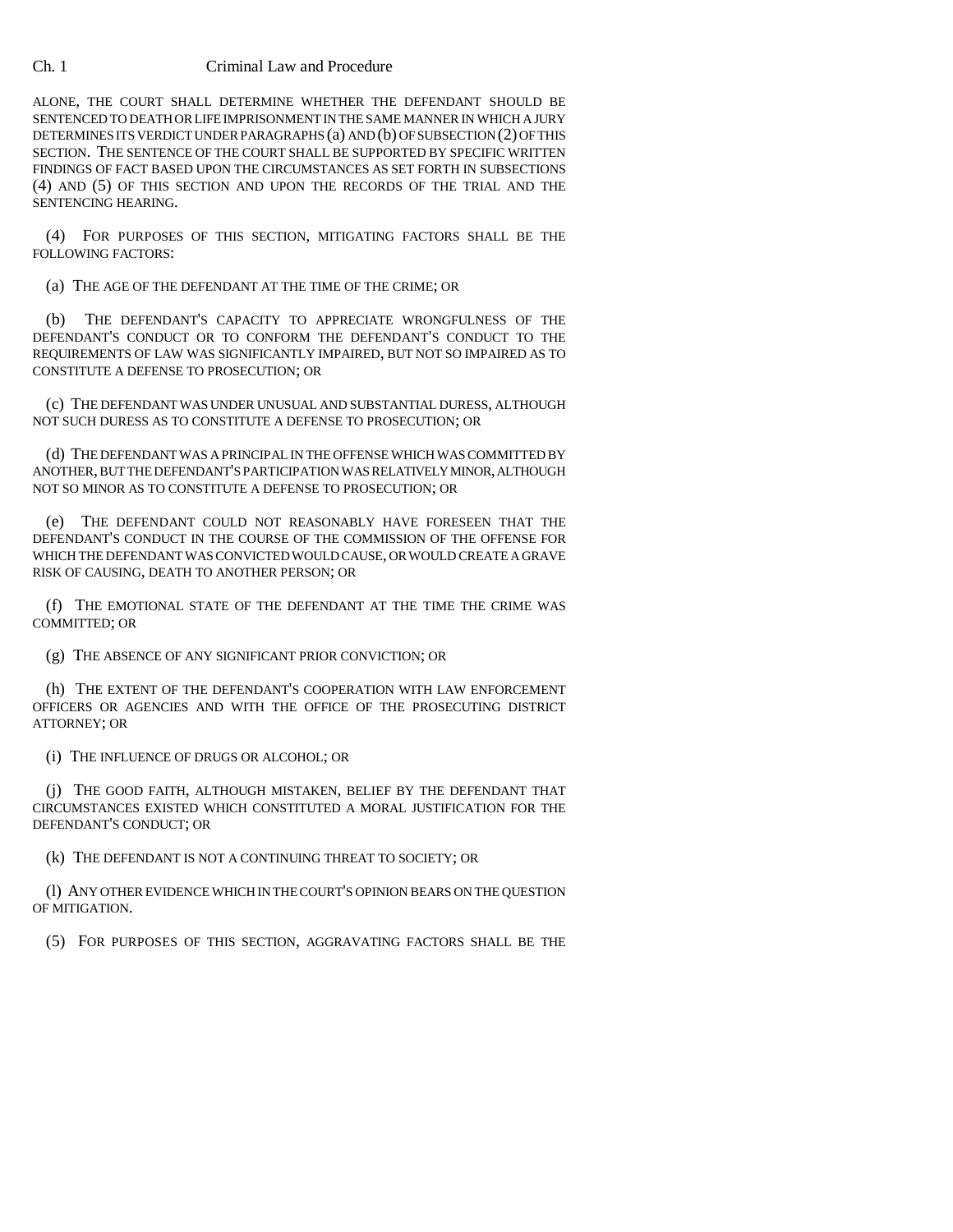ALONE, THE COURT SHALL DETERMINE WHETHER THE DEFENDANT SHOULD BE SENTENCED TO DEATH OR LIFE IMPRISONMENT IN THE SAME MANNER IN WHICH A JURY DETERMINES ITS VERDICT UNDER PARAGRAPHS (a) AND (b) OF SUBSECTION (2) OF THIS SECTION. THE SENTENCE OF THE COURT SHALL BE SUPPORTED BY SPECIFIC WRITTEN FINDINGS OF FACT BASED UPON THE CIRCUMSTANCES AS SET FORTH IN SUBSECTIONS (4) AND (5) OF THIS SECTION AND UPON THE RECORDS OF THE TRIAL AND THE SENTENCING HEARING.

(4) FOR PURPOSES OF THIS SECTION, MITIGATING FACTORS SHALL BE THE FOLLOWING FACTORS:

(a) THE AGE OF THE DEFENDANT AT THE TIME OF THE CRIME; OR

(b) THE DEFENDANT'S CAPACITY TO APPRECIATE WRONGFULNESS OF THE DEFENDANT'S CONDUCT OR TO CONFORM THE DEFENDANT'S CONDUCT TO THE REQUIREMENTS OF LAW WAS SIGNIFICANTLY IMPAIRED, BUT NOT SO IMPAIRED AS TO CONSTITUTE A DEFENSE TO PROSECUTION; OR

(c) THE DEFENDANT WAS UNDER UNUSUAL AND SUBSTANTIAL DURESS, ALTHOUGH NOT SUCH DURESS AS TO CONSTITUTE A DEFENSE TO PROSECUTION; OR

(d) THE DEFENDANT WAS A PRINCIPAL IN THE OFFENSE WHICH WAS COMMITTED BY ANOTHER, BUT THE DEFENDANT'S PARTICIPATION WAS RELATIVELY MINOR, ALTHOUGH NOT SO MINOR AS TO CONSTITUTE A DEFENSE TO PROSECUTION; OR

(e) THE DEFENDANT COULD NOT REASONABLY HAVE FORESEEN THAT THE DEFENDANT'S CONDUCT IN THE COURSE OF THE COMMISSION OF THE OFFENSE FOR WHICH THE DEFENDANT WAS CONVICTED WOULD CAUSE, OR WOULD CREATE A GRAVE RISK OF CAUSING, DEATH TO ANOTHER PERSON; OR

(f) THE EMOTIONAL STATE OF THE DEFENDANT AT THE TIME THE CRIME WAS COMMITTED; OR

(g) THE ABSENCE OF ANY SIGNIFICANT PRIOR CONVICTION; OR

(h) THE EXTENT OF THE DEFENDANT'S COOPERATION WITH LAW ENFORCEMENT OFFICERS OR AGENCIES AND WITH THE OFFICE OF THE PROSECUTING DISTRICT ATTORNEY; OR

(i) THE INFLUENCE OF DRUGS OR ALCOHOL; OR

(j) THE GOOD FAITH, ALTHOUGH MISTAKEN, BELIEF BY THE DEFENDANT THAT CIRCUMSTANCES EXISTED WHICH CONSTITUTED A MORAL JUSTIFICATION FOR THE DEFENDANT'S CONDUCT; OR

(k) THE DEFENDANT IS NOT A CONTINUING THREAT TO SOCIETY; OR

(l) ANY OTHER EVIDENCE WHICH IN THE COURT'S OPINION BEARS ON THE QUESTION OF MITIGATION.

(5) FOR PURPOSES OF THIS SECTION, AGGRAVATING FACTORS SHALL BE THE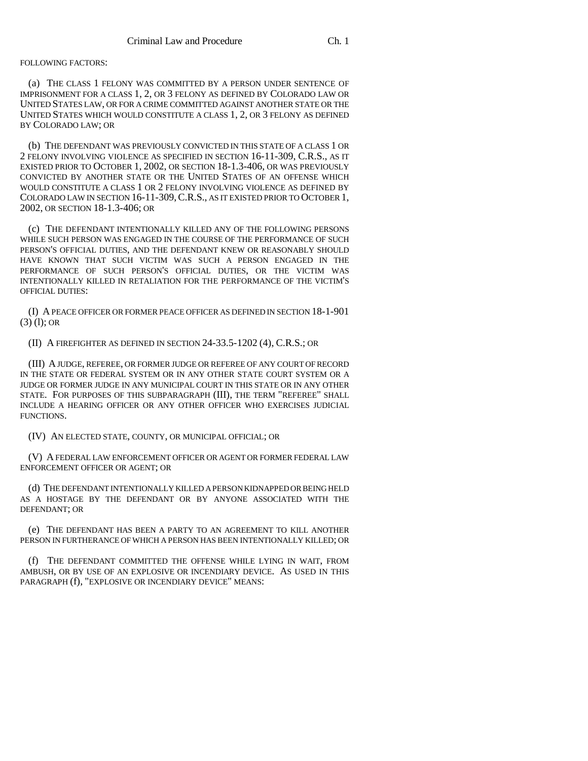FOLLOWING FACTORS:

(a) THE CLASS 1 FELONY WAS COMMITTED BY A PERSON UNDER SENTENCE OF IMPRISONMENT FOR A CLASS 1, 2, OR 3 FELONY AS DEFINED BY COLORADO LAW OR UNITED STATES LAW, OR FOR A CRIME COMMITTED AGAINST ANOTHER STATE OR THE UNITED STATES WHICH WOULD CONSTITUTE A CLASS 1, 2, OR 3 FELONY AS DEFINED BY COLORADO LAW; OR

(b) THE DEFENDANT WAS PREVIOUSLY CONVICTED IN THIS STATE OF A CLASS 1 OR 2 FELONY INVOLVING VIOLENCE AS SPECIFIED IN SECTION 16-11-309, C.R.S., AS IT EXISTED PRIOR TO OCTOBER 1, 2002, OR SECTION 18-1.3-406, OR WAS PREVIOUSLY CONVICTED BY ANOTHER STATE OR THE UNITED STATES OF AN OFFENSE WHICH WOULD CONSTITUTE A CLASS 1 OR 2 FELONY INVOLVING VIOLENCE AS DEFINED BY COLORADO LAW IN SECTION 16-11-309, C.R.S., AS IT EXISTED PRIOR TO OCTOBER 1, 2002, OR SECTION 18-1.3-406; OR

(c) THE DEFENDANT INTENTIONALLY KILLED ANY OF THE FOLLOWING PERSONS WHILE SUCH PERSON WAS ENGAGED IN THE COURSE OF THE PERFORMANCE OF SUCH PERSON'S OFFICIAL DUTIES, AND THE DEFENDANT KNEW OR REASONABLY SHOULD HAVE KNOWN THAT SUCH VICTIM WAS SUCH A PERSON ENGAGED IN THE PERFORMANCE OF SUCH PERSON'S OFFICIAL DUTIES, OR THE VICTIM WAS INTENTIONALLY KILLED IN RETALIATION FOR THE PERFORMANCE OF THE VICTIM'S OFFICIAL DUTIES:

(I) A PEACE OFFICER OR FORMER PEACE OFFICER AS DEFINED IN SECTION 18-1-901 (3) (l); OR

(II) A FIREFIGHTER AS DEFINED IN SECTION 24-33.5-1202 (4), C.R.S.; OR

(III) A JUDGE, REFEREE, OR FORMER JUDGE OR REFEREE OF ANY COURT OF RECORD IN THE STATE OR FEDERAL SYSTEM OR IN ANY OTHER STATE COURT SYSTEM OR A JUDGE OR FORMER JUDGE IN ANY MUNICIPAL COURT IN THIS STATE OR IN ANY OTHER STATE. FOR PURPOSES OF THIS SUBPARAGRAPH (III), THE TERM "REFEREE" SHALL INCLUDE A HEARING OFFICER OR ANY OTHER OFFICER WHO EXERCISES JUDICIAL FUNCTIONS.

(IV) AN ELECTED STATE, COUNTY, OR MUNICIPAL OFFICIAL; OR

(V) A FEDERAL LAW ENFORCEMENT OFFICER OR AGENT OR FORMER FEDERAL LAW ENFORCEMENT OFFICER OR AGENT; OR

(d) THE DEFENDANT INTENTIONALLY KILLED A PERSON KIDNAPPED OR BEING HELD AS A HOSTAGE BY THE DEFENDANT OR BY ANYONE ASSOCIATED WITH THE DEFENDANT; OR

(e) THE DEFENDANT HAS BEEN A PARTY TO AN AGREEMENT TO KILL ANOTHER PERSON IN FURTHERANCE OF WHICH A PERSON HAS BEEN INTENTIONALLY KILLED; OR

(f) THE DEFENDANT COMMITTED THE OFFENSE WHILE LYING IN WAIT, FROM AMBUSH, OR BY USE OF AN EXPLOSIVE OR INCENDIARY DEVICE. AS USED IN THIS PARAGRAPH (f), "EXPLOSIVE OR INCENDIARY DEVICE" MEANS: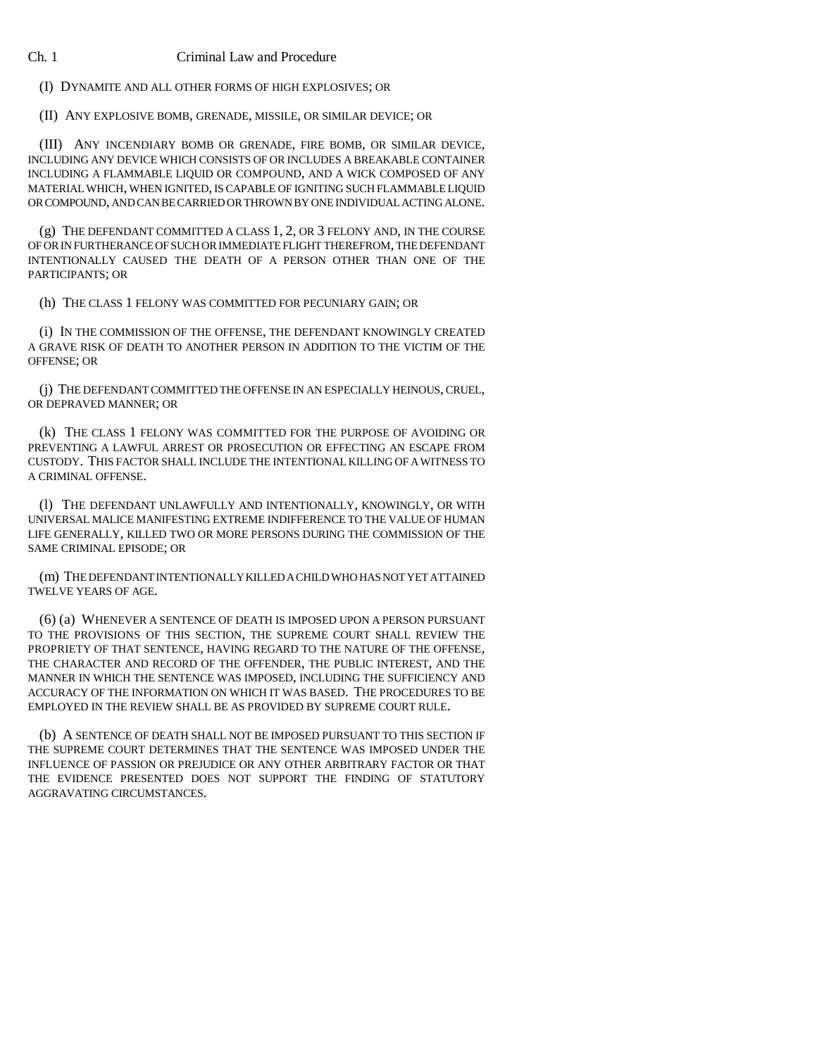(I) DYNAMITE AND ALL OTHER FORMS OF HIGH EXPLOSIVES; OR

(II) ANY EXPLOSIVE BOMB, GRENADE, MISSILE, OR SIMILAR DEVICE; OR

(III) ANY INCENDIARY BOMB OR GRENADE, FIRE BOMB, OR SIMILAR DEVICE, INCLUDING ANY DEVICE WHICH CONSISTS OF OR INCLUDES A BREAKABLE CONTAINER INCLUDING A FLAMMABLE LIQUID OR COMPOUND, AND A WICK COMPOSED OF ANY MATERIAL WHICH, WHEN IGNITED, IS CAPABLE OF IGNITING SUCH FLAMMABLE LIQUID OR COMPOUND, AND CAN BE CARRIED OR THROWN BY ONE INDIVIDUAL ACTING ALONE.

(g) THE DEFENDANT COMMITTED A CLASS 1, 2, OR 3 FELONY AND, IN THE COURSE OF OR IN FURTHERANCE OF SUCH OR IMMEDIATE FLIGHT THEREFROM, THE DEFENDANT INTENTIONALLY CAUSED THE DEATH OF A PERSON OTHER THAN ONE OF THE PARTICIPANTS; OR

(h) THE CLASS 1 FELONY WAS COMMITTED FOR PECUNIARY GAIN; OR

(i) IN THE COMMISSION OF THE OFFENSE, THE DEFENDANT KNOWINGLY CREATED A GRAVE RISK OF DEATH TO ANOTHER PERSON IN ADDITION TO THE VICTIM OF THE OFFENSE; OR

(j) THE DEFENDANT COMMITTED THE OFFENSE IN AN ESPECIALLY HEINOUS, CRUEL, OR DEPRAVED MANNER; OR

(k) THE CLASS 1 FELONY WAS COMMITTED FOR THE PURPOSE OF AVOIDING OR PREVENTING A LAWFUL ARREST OR PROSECUTION OR EFFECTING AN ESCAPE FROM CUSTODY. THIS FACTOR SHALL INCLUDE THE INTENTIONAL KILLING OF A WITNESS TO A CRIMINAL OFFENSE.

(l) THE DEFENDANT UNLAWFULLY AND INTENTIONALLY, KNOWINGLY, OR WITH UNIVERSAL MALICE MANIFESTING EXTREME INDIFFERENCE TO THE VALUE OF HUMAN LIFE GENERALLY, KILLED TWO OR MORE PERSONS DURING THE COMMISSION OF THE SAME CRIMINAL EPISODE; OR

(m) THE DEFENDANT INTENTIONALLY KILLED A CHILD WHO HAS NOT YET ATTAINED TWELVE YEARS OF AGE.

(6) (a) WHENEVER A SENTENCE OF DEATH IS IMPOSED UPON A PERSON PURSUANT TO THE PROVISIONS OF THIS SECTION, THE SUPREME COURT SHALL REVIEW THE PROPRIETY OF THAT SENTENCE, HAVING REGARD TO THE NATURE OF THE OFFENSE, THE CHARACTER AND RECORD OF THE OFFENDER, THE PUBLIC INTEREST, AND THE MANNER IN WHICH THE SENTENCE WAS IMPOSED, INCLUDING THE SUFFICIENCY AND ACCURACY OF THE INFORMATION ON WHICH IT WAS BASED. THE PROCEDURES TO BE EMPLOYED IN THE REVIEW SHALL BE AS PROVIDED BY SUPREME COURT RULE.

(b) A SENTENCE OF DEATH SHALL NOT BE IMPOSED PURSUANT TO THIS SECTION IF THE SUPREME COURT DETERMINES THAT THE SENTENCE WAS IMPOSED UNDER THE INFLUENCE OF PASSION OR PREJUDICE OR ANY OTHER ARBITRARY FACTOR OR THAT THE EVIDENCE PRESENTED DOES NOT SUPPORT THE FINDING OF STATUTORY AGGRAVATING CIRCUMSTANCES.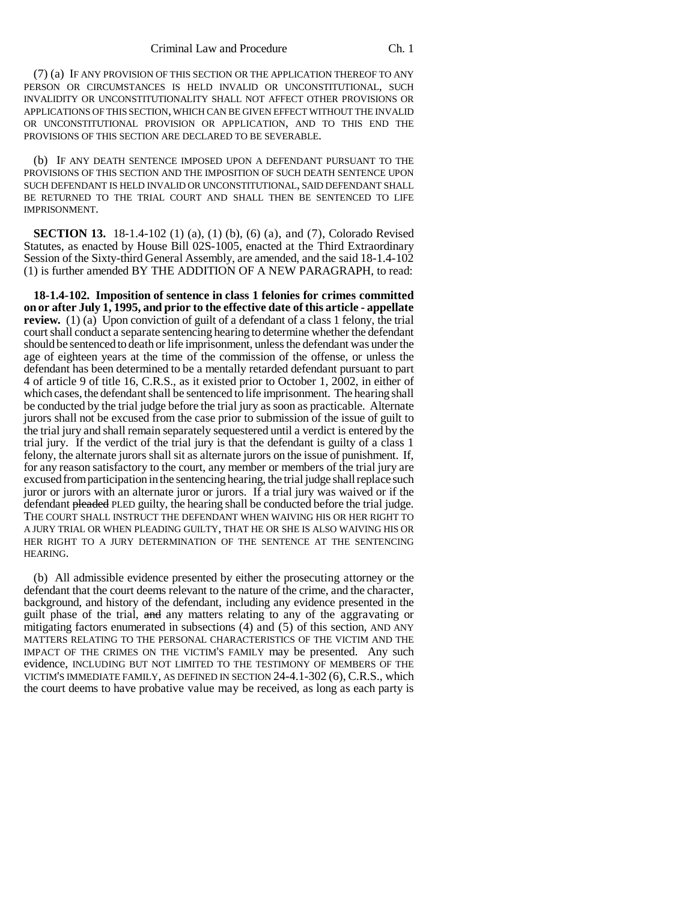(7) (a) IF ANY PROVISION OF THIS SECTION OR THE APPLICATION THEREOF TO ANY PERSON OR CIRCUMSTANCES IS HELD INVALID OR UNCONSTITUTIONAL, SUCH INVALIDITY OR UNCONSTITUTIONALITY SHALL NOT AFFECT OTHER PROVISIONS OR APPLICATIONS OF THIS SECTION, WHICH CAN BE GIVEN EFFECT WITHOUT THE INVALID OR UNCONSTITUTIONAL PROVISION OR APPLICATION, AND TO THIS END THE PROVISIONS OF THIS SECTION ARE DECLARED TO BE SEVERABLE.

(b) IF ANY DEATH SENTENCE IMPOSED UPON A DEFENDANT PURSUANT TO THE PROVISIONS OF THIS SECTION AND THE IMPOSITION OF SUCH DEATH SENTENCE UPON SUCH DEFENDANT IS HELD INVALID OR UNCONSTITUTIONAL, SAID DEFENDANT SHALL BE RETURNED TO THE TRIAL COURT AND SHALL THEN BE SENTENCED TO LIFE IMPRISONMENT.

**SECTION 13.** 18-1.4-102 (1) (a), (1) (b), (6) (a), and (7), Colorado Revised Statutes, as enacted by House Bill 02S-1005, enacted at the Third Extraordinary Session of the Sixty-third General Assembly, are amended, and the said 18-1.4-102 (1) is further amended BY THE ADDITION OF A NEW PARAGRAPH, to read:

**18-1.4-102. Imposition of sentence in class 1 felonies for crimes committed on or after July 1, 1995, and prior to the effective date of this article - appellate review.** (1) (a) Upon conviction of guilt of a defendant of a class 1 felony, the trial court shall conduct a separate sentencing hearing to determine whether the defendant should be sentenced to death or life imprisonment, unless the defendant was under the age of eighteen years at the time of the commission of the offense, or unless the defendant has been determined to be a mentally retarded defendant pursuant to part 4 of article 9 of title 16, C.R.S., as it existed prior to October 1, 2002, in either of which cases, the defendant shall be sentenced to life imprisonment. The hearing shall be conducted by the trial judge before the trial jury as soon as practicable. Alternate jurors shall not be excused from the case prior to submission of the issue of guilt to the trial jury and shall remain separately sequestered until a verdict is entered by the trial jury. If the verdict of the trial jury is that the defendant is guilty of a class 1 felony, the alternate jurors shall sit as alternate jurors on the issue of punishment. If, for any reason satisfactory to the court, any member or members of the trial jury are excused from participation in the sentencing hearing, the trial judge shall replace such juror or jurors with an alternate juror or jurors. If a trial jury was waived or if the defendant ~~pleaded~~ PLED guilty, the hearing shall be conducted before the trial judge. THE COURT SHALL INSTRUCT THE DEFENDANT WHEN WAIVING HIS OR HER RIGHT TO A JURY TRIAL OR WHEN PLEADING GUILTY, THAT HE OR SHE IS ALSO WAIVING HIS OR HER RIGHT TO A JURY DETERMINATION OF THE SENTENCE AT THE SENTENCING HEARING.

(b) All admissible evidence presented by either the prosecuting attorney or the defendant that the court deems relevant to the nature of the crime, and the character, background, and history of the defendant, including any evidence presented in the guilt phase of the trial, ~~and~~ any matters relating to any of the aggravating or mitigating factors enumerated in subsections (4) and (5) of this section, AND ANY MATTERS RELATING TO THE PERSONAL CHARACTERISTICS OF THE VICTIM AND THE IMPACT OF THE CRIMES ON THE VICTIM'S FAMILY may be presented. Any such evidence, INCLUDING BUT NOT LIMITED TO THE TESTIMONY OF MEMBERS OF THE VICTIM'S IMMEDIATE FAMILY, AS DEFINED IN SECTION 24-4.1-302 (6), C.R.S., which the court deems to have probative value may be received, as long as each party is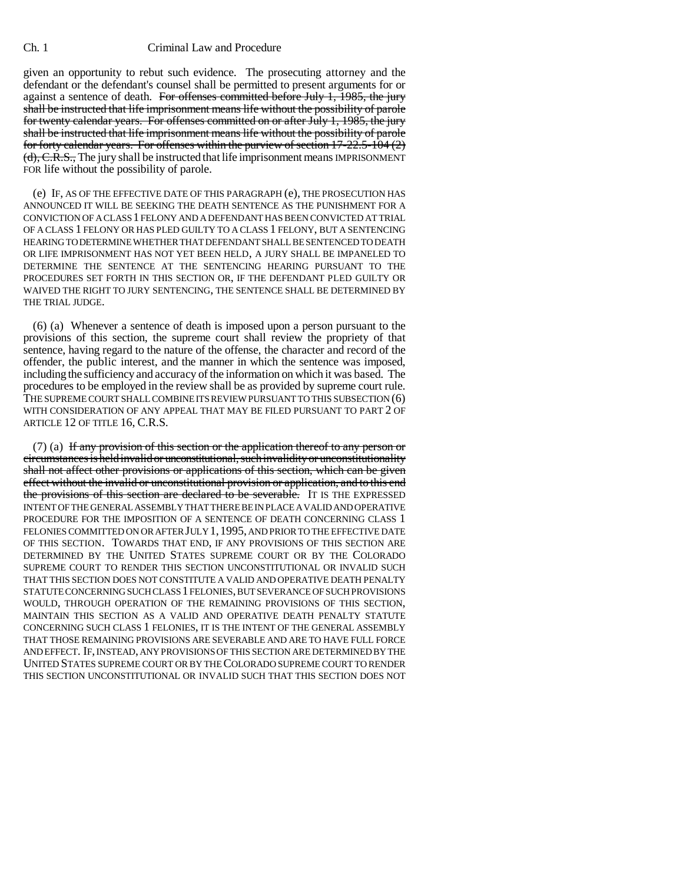given an opportunity to rebut such evidence. The prosecuting attorney and the defendant or the defendant's counsel shall be permitted to present arguments for or against a sentence of death. ~~For offenses committed before July 1, 1985, the jury shall be instructed that life imprisonment means life without the possibility of parole for twenty calendar years. For offenses committed on or after July 1, 1985, the jury shall be instructed that life imprisonment means life without the possibility of parole for forty calendar years. For offenses within the purview of section 17-22.5-104 (2) (d), C.R.S.,~~ The jury shall be instructed that life imprisonment means IMPRISONMENT FOR life without the possibility of parole.

(e) IF, AS OF THE EFFECTIVE DATE OF THIS PARAGRAPH (e), THE PROSECUTION HAS ANNOUNCED IT WILL BE SEEKING THE DEATH SENTENCE AS THE PUNISHMENT FOR A CONVICTION OF A CLASS 1 FELONY AND A DEFENDANT HAS BEEN CONVICTED AT TRIAL OF A CLASS 1 FELONY OR HAS PLED GUILTY TO A CLASS 1 FELONY, BUT A SENTENCING HEARING TO DETERMINE WHETHER THAT DEFENDANT SHALL BE SENTENCED TO DEATH OR LIFE IMPRISONMENT HAS NOT YET BEEN HELD, A JURY SHALL BE IMPANELED TO DETERMINE THE SENTENCE AT THE SENTENCING HEARING PURSUANT TO THE PROCEDURES SET FORTH IN THIS SECTION OR, IF THE DEFENDANT PLED GUILTY OR WAIVED THE RIGHT TO JURY SENTENCING, THE SENTENCE SHALL BE DETERMINED BY THE TRIAL JUDGE.

(6) (a) Whenever a sentence of death is imposed upon a person pursuant to the provisions of this section, the supreme court shall review the propriety of that sentence, having regard to the nature of the offense, the character and record of the offender, the public interest, and the manner in which the sentence was imposed, including the sufficiency and accuracy of the information on which it was based. The procedures to be employed in the review shall be as provided by supreme court rule. THE SUPREME COURT SHALL COMBINE ITS REVIEW PURSUANT TO THIS SUBSECTION (6) WITH CONSIDERATION OF ANY APPEAL THAT MAY BE FILED PURSUANT TO PART 2 OF ARTICLE 12 OF TITLE 16, C.R.S.

(7) (a) ~~If any provision of this section or the application thereof to any person or circumstances is held invalid or unconstitutional, such invalidity or unconstitutionality shall not affect other provisions or applications of this section, which can be given effect without the invalid or unconstitutional provision or application, and to this end the provisions of this section are declared to be severable.~~ IT IS THE EXPRESSED INTENT OF THE GENERAL ASSEMBLY THAT THERE BE IN PLACE A VALID AND OPERATIVE PROCEDURE FOR THE IMPOSITION OF A SENTENCE OF DEATH CONCERNING CLASS 1 FELONIES COMMITTED ON OR AFTER JULY 1, 1995, AND PRIOR TO THE EFFECTIVE DATE OF THIS SECTION. TOWARDS THAT END, IF ANY PROVISIONS OF THIS SECTION ARE DETERMINED BY THE UNITED STATES SUPREME COURT OR BY THE COLORADO SUPREME COURT TO RENDER THIS SECTION UNCONSTITUTIONAL OR INVALID SUCH THAT THIS SECTION DOES NOT CONSTITUTE A VALID AND OPERATIVE DEATH PENALTY STATUTE CONCERNING SUCH CLASS 1 FELONIES, BUT SEVERANCE OF SUCH PROVISIONS WOULD, THROUGH OPERATION OF THE REMAINING PROVISIONS OF THIS SECTION, MAINTAIN THIS SECTION AS A VALID AND OPERATIVE DEATH PENALTY STATUTE CONCERNING SUCH CLASS 1 FELONIES, IT IS THE INTENT OF THE GENERAL ASSEMBLY THAT THOSE REMAINING PROVISIONS ARE SEVERABLE AND ARE TO HAVE FULL FORCE AND EFFECT. IF, INSTEAD, ANY PROVISIONS OF THIS SECTION ARE DETERMINED BY THE UNITED STATES SUPREME COURT OR BY THE COLORADO SUPREME COURT TO RENDER THIS SECTION UNCONSTITUTIONAL OR INVALID SUCH THAT THIS SECTION DOES NOT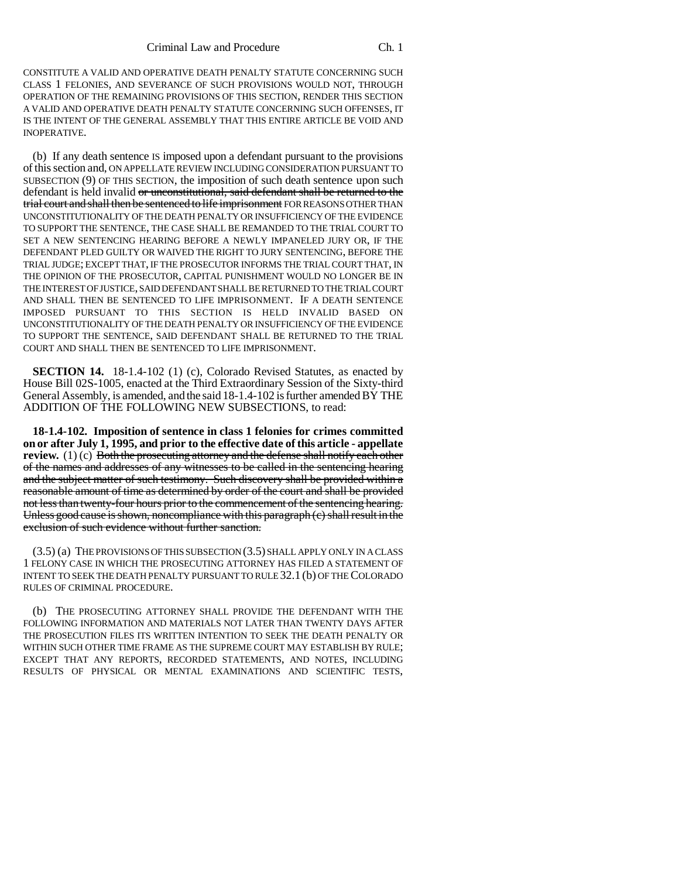CONSTITUTE A VALID AND OPERATIVE DEATH PENALTY STATUTE CONCERNING SUCH CLASS 1 FELONIES, AND SEVERANCE OF SUCH PROVISIONS WOULD NOT, THROUGH OPERATION OF THE REMAINING PROVISIONS OF THIS SECTION, RENDER THIS SECTION A VALID AND OPERATIVE DEATH PENALTY STATUTE CONCERNING SUCH OFFENSES, IT IS THE INTENT OF THE GENERAL ASSEMBLY THAT THIS ENTIRE ARTICLE BE VOID AND INOPERATIVE.

(b) If any death sentence IS imposed upon a defendant pursuant to the provisions of this section and, ON APPELLATE REVIEW INCLUDING CONSIDERATION PURSUANT TO SUBSECTION (9) OF THIS SECTION, the imposition of such death sentence upon such defendant is held invalid ~~or unconstitutional, said defendant shall be returned to the trial court and shall then be sentenced to life imprisonment~~ FOR REASONS OTHER THAN UNCONSTITUTIONALITY OF THE DEATH PENALTY OR INSUFFICIENCY OF THE EVIDENCE TO SUPPORT THE SENTENCE, THE CASE SHALL BE REMANDED TO THE TRIAL COURT TO SET A NEW SENTENCING HEARING BEFORE A NEWLY IMPANELED JURY OR, IF THE DEFENDANT PLED GUILTY OR WAIVED THE RIGHT TO JURY SENTENCING, BEFORE THE TRIAL JUDGE; EXCEPT THAT, IF THE PROSECUTOR INFORMS THE TRIAL COURT THAT, IN THE OPINION OF THE PROSECUTOR, CAPITAL PUNISHMENT WOULD NO LONGER BE IN THE INTEREST OF JUSTICE, SAID DEFENDANT SHALL BE RETURNED TO THE TRIAL COURT AND SHALL THEN BE SENTENCED TO LIFE IMPRISONMENT. IF A DEATH SENTENCE IMPOSED PURSUANT TO THIS SECTION IS HELD INVALID BASED ON UNCONSTITUTIONALITY OF THE DEATH PENALTY OR INSUFFICIENCY OF THE EVIDENCE TO SUPPORT THE SENTENCE, SAID DEFENDANT SHALL BE RETURNED TO THE TRIAL COURT AND SHALL THEN BE SENTENCED TO LIFE IMPRISONMENT.

**SECTION 14.** 18-1.4-102 (1) (c), Colorado Revised Statutes, as enacted by House Bill 02S-1005, enacted at the Third Extraordinary Session of the Sixty-third General Assembly, is amended, and the said 18-1.4-102 is further amended BY THE ADDITION OF THE FOLLOWING NEW SUBSECTIONS, to read:

**18-1.4-102. Imposition of sentence in class 1 felonies for crimes committed on or after July 1, 1995, and prior to the effective date of this article - appellate review.** (1) (c) ~~Both the prosecuting attorney and the defense shall notify each other of the names and addresses of any witnesses to be called in the sentencing hearing and the subject matter of such testimony. Such discovery shall be provided within a reasonable amount of time as determined by order of the court and shall be provided not less than twenty-four hours prior to the commencement of the sentencing hearing. Unless good cause is shown, noncompliance with this paragraph (c) shall result in the exclusion of such evidence without further sanction.~~

(3.5) (a) THE PROVISIONS OF THIS SUBSECTION (3.5) SHALL APPLY ONLY IN A CLASS 1 FELONY CASE IN WHICH THE PROSECUTING ATTORNEY HAS FILED A STATEMENT OF INTENT TO SEEK THE DEATH PENALTY PURSUANT TO RULE 32.1 (b) OF THE COLORADO RULES OF CRIMINAL PROCEDURE.

(b) THE PROSECUTING ATTORNEY SHALL PROVIDE THE DEFENDANT WITH THE FOLLOWING INFORMATION AND MATERIALS NOT LATER THAN TWENTY DAYS AFTER THE PROSECUTION FILES ITS WRITTEN INTENTION TO SEEK THE DEATH PENALTY OR WITHIN SUCH OTHER TIME FRAME AS THE SUPREME COURT MAY ESTABLISH BY RULE; EXCEPT THAT ANY REPORTS, RECORDED STATEMENTS, AND NOTES, INCLUDING RESULTS OF PHYSICAL OR MENTAL EXAMINATIONS AND SCIENTIFIC TESTS,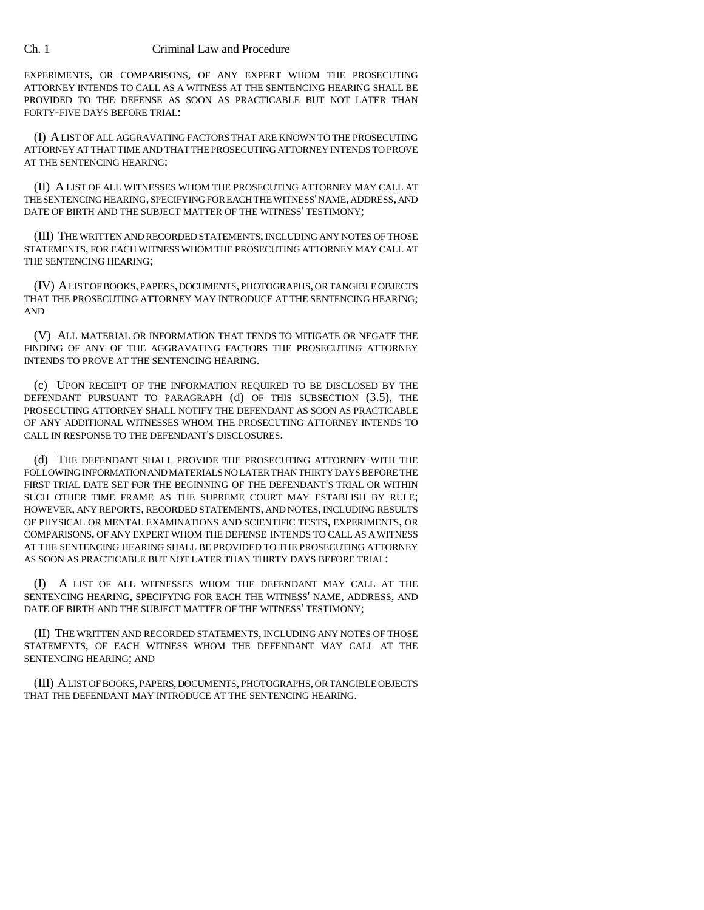EXPERIMENTS, OR COMPARISONS, OF ANY EXPERT WHOM THE PROSECUTING ATTORNEY INTENDS TO CALL AS A WITNESS AT THE SENTENCING HEARING SHALL BE PROVIDED TO THE DEFENSE AS SOON AS PRACTICABLE BUT NOT LATER THAN FORTY-FIVE DAYS BEFORE TRIAL:

(I) A LIST OF ALL AGGRAVATING FACTORS THAT ARE KNOWN TO THE PROSECUTING ATTORNEY AT THAT TIME AND THAT THE PROSECUTING ATTORNEY INTENDS TO PROVE AT THE SENTENCING HEARING;

(II) A LIST OF ALL WITNESSES WHOM THE PROSECUTING ATTORNEY MAY CALL AT THE SENTENCING HEARING, SPECIFYING FOR EACH THE WITNESS' NAME, ADDRESS, AND DATE OF BIRTH AND THE SUBJECT MATTER OF THE WITNESS' TESTIMONY;

(III) THE WRITTEN AND RECORDED STATEMENTS, INCLUDING ANY NOTES OF THOSE STATEMENTS, FOR EACH WITNESS WHOM THE PROSECUTING ATTORNEY MAY CALL AT THE SENTENCING HEARING;

(IV) A LIST OF BOOKS, PAPERS, DOCUMENTS, PHOTOGRAPHS, OR TANGIBLE OBJECTS THAT THE PROSECUTING ATTORNEY MAY INTRODUCE AT THE SENTENCING HEARING; AND

(V) ALL MATERIAL OR INFORMATION THAT TENDS TO MITIGATE OR NEGATE THE FINDING OF ANY OF THE AGGRAVATING FACTORS THE PROSECUTING ATTORNEY INTENDS TO PROVE AT THE SENTENCING HEARING.

(c) UPON RECEIPT OF THE INFORMATION REQUIRED TO BE DISCLOSED BY THE DEFENDANT PURSUANT TO PARAGRAPH (d) OF THIS SUBSECTION (3.5), THE PROSECUTING ATTORNEY SHALL NOTIFY THE DEFENDANT AS SOON AS PRACTICABLE OF ANY ADDITIONAL WITNESSES WHOM THE PROSECUTING ATTORNEY INTENDS TO CALL IN RESPONSE TO THE DEFENDANT'S DISCLOSURES.

(d) THE DEFENDANT SHALL PROVIDE THE PROSECUTING ATTORNEY WITH THE FOLLOWING INFORMATION AND MATERIALS NO LATER THAN THIRTY DAYS BEFORE THE FIRST TRIAL DATE SET FOR THE BEGINNING OF THE DEFENDANT'S TRIAL OR WITHIN SUCH OTHER TIME FRAME AS THE SUPREME COURT MAY ESTABLISH BY RULE; HOWEVER, ANY REPORTS, RECORDED STATEMENTS, AND NOTES, INCLUDING RESULTS OF PHYSICAL OR MENTAL EXAMINATIONS AND SCIENTIFIC TESTS, EXPERIMENTS, OR COMPARISONS, OF ANY EXPERT WHOM THE DEFENSE INTENDS TO CALL AS A WITNESS AT THE SENTENCING HEARING SHALL BE PROVIDED TO THE PROSECUTING ATTORNEY AS SOON AS PRACTICABLE BUT NOT LATER THAN THIRTY DAYS BEFORE TRIAL:

(I) A LIST OF ALL WITNESSES WHOM THE DEFENDANT MAY CALL AT THE SENTENCING HEARING, SPECIFYING FOR EACH THE WITNESS' NAME, ADDRESS, AND DATE OF BIRTH AND THE SUBJECT MATTER OF THE WITNESS' TESTIMONY;

(II) THE WRITTEN AND RECORDED STATEMENTS, INCLUDING ANY NOTES OF THOSE STATEMENTS, OF EACH WITNESS WHOM THE DEFENDANT MAY CALL AT THE SENTENCING HEARING; AND

(III) A LIST OF BOOKS, PAPERS, DOCUMENTS, PHOTOGRAPHS, OR TANGIBLE OBJECTS THAT THE DEFENDANT MAY INTRODUCE AT THE SENTENCING HEARING.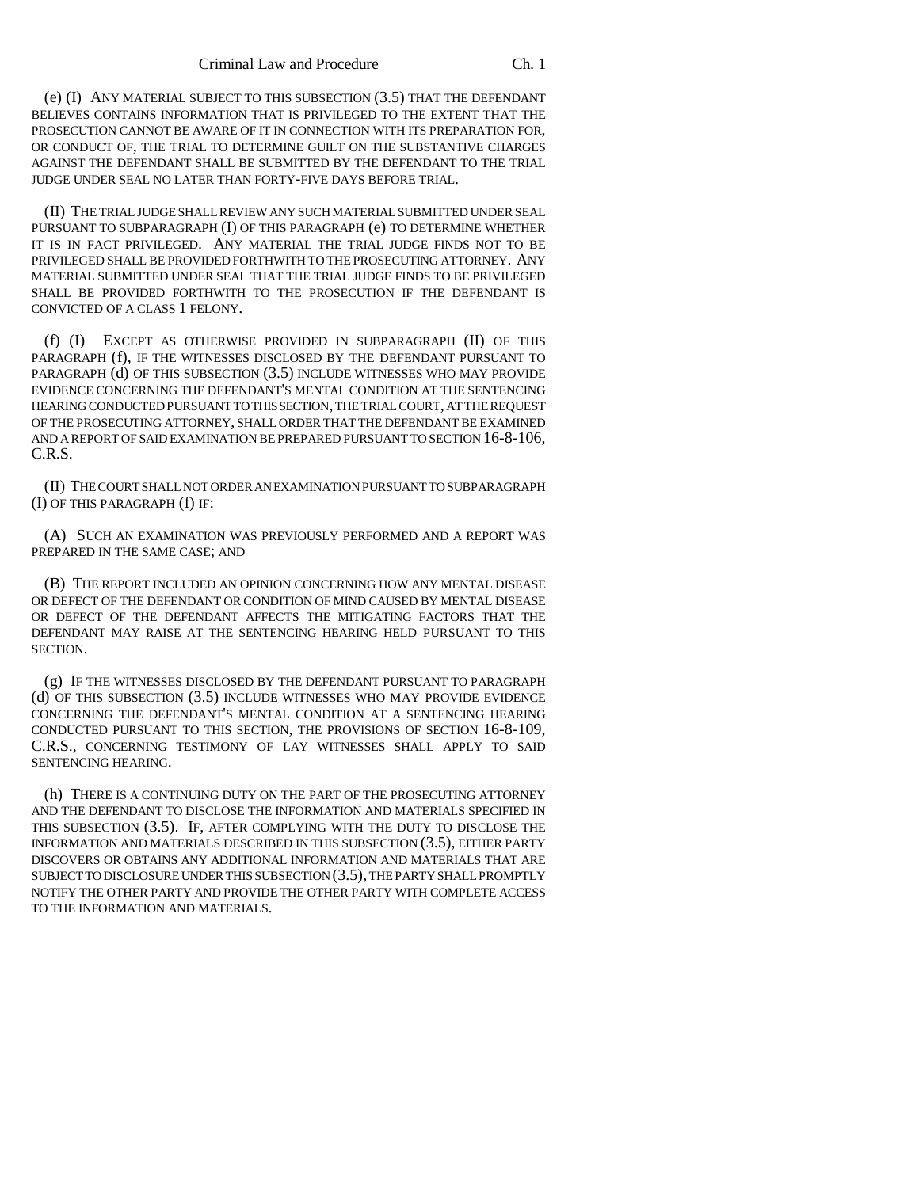(e) (I) ANY MATERIAL SUBJECT TO THIS SUBSECTION (3.5) THAT THE DEFENDANT BELIEVES CONTAINS INFORMATION THAT IS PRIVILEGED TO THE EXTENT THAT THE PROSECUTION CANNOT BE AWARE OF IT IN CONNECTION WITH ITS PREPARATION FOR, OR CONDUCT OF, THE TRIAL TO DETERMINE GUILT ON THE SUBSTANTIVE CHARGES AGAINST THE DEFENDANT SHALL BE SUBMITTED BY THE DEFENDANT TO THE TRIAL JUDGE UNDER SEAL NO LATER THAN FORTY-FIVE DAYS BEFORE TRIAL.

(II) THE TRIAL JUDGE SHALL REVIEW ANY SUCH MATERIAL SUBMITTED UNDER SEAL PURSUANT TO SUBPARAGRAPH (I) OF THIS PARAGRAPH (e) TO DETERMINE WHETHER IT IS IN FACT PRIVILEGED. ANY MATERIAL THE TRIAL JUDGE FINDS NOT TO BE PRIVILEGED SHALL BE PROVIDED FORTHWITH TO THE PROSECUTING ATTORNEY. ANY MATERIAL SUBMITTED UNDER SEAL THAT THE TRIAL JUDGE FINDS TO BE PRIVILEGED SHALL BE PROVIDED FORTHWITH TO THE PROSECUTION IF THE DEFENDANT IS CONVICTED OF A CLASS 1 FELONY.

(f) (I) EXCEPT AS OTHERWISE PROVIDED IN SUBPARAGRAPH (II) OF THIS PARAGRAPH (f), IF THE WITNESSES DISCLOSED BY THE DEFENDANT PURSUANT TO PARAGRAPH (d) OF THIS SUBSECTION (3.5) INCLUDE WITNESSES WHO MAY PROVIDE EVIDENCE CONCERNING THE DEFENDANT'S MENTAL CONDITION AT THE SENTENCING HEARING CONDUCTED PURSUANT TO THIS SECTION, THE TRIAL COURT, AT THE REQUEST OF THE PROSECUTING ATTORNEY, SHALL ORDER THAT THE DEFENDANT BE EXAMINED AND A REPORT OF SAID EXAMINATION BE PREPARED PURSUANT TO SECTION 16-8-106, C.R.S.

(II) THE COURT SHALL NOT ORDER AN EXAMINATION PURSUANT TO SUBPARAGRAPH (I) OF THIS PARAGRAPH (f) IF:

(A) SUCH AN EXAMINATION WAS PREVIOUSLY PERFORMED AND A REPORT WAS PREPARED IN THE SAME CASE; AND

(B) THE REPORT INCLUDED AN OPINION CONCERNING HOW ANY MENTAL DISEASE OR DEFECT OF THE DEFENDANT OR CONDITION OF MIND CAUSED BY MENTAL DISEASE OR DEFECT OF THE DEFENDANT AFFECTS THE MITIGATING FACTORS THAT THE DEFENDANT MAY RAISE AT THE SENTENCING HEARING HELD PURSUANT TO THIS SECTION.

(g) IF THE WITNESSES DISCLOSED BY THE DEFENDANT PURSUANT TO PARAGRAPH (d) OF THIS SUBSECTION (3.5) INCLUDE WITNESSES WHO MAY PROVIDE EVIDENCE CONCERNING THE DEFENDANT'S MENTAL CONDITION AT A SENTENCING HEARING CONDUCTED PURSUANT TO THIS SECTION, THE PROVISIONS OF SECTION 16-8-109, C.R.S., CONCERNING TESTIMONY OF LAY WITNESSES SHALL APPLY TO SAID SENTENCING HEARING.

(h) THERE IS A CONTINUING DUTY ON THE PART OF THE PROSECUTING ATTORNEY AND THE DEFENDANT TO DISCLOSE THE INFORMATION AND MATERIALS SPECIFIED IN THIS SUBSECTION (3.5). IF, AFTER COMPLYING WITH THE DUTY TO DISCLOSE THE INFORMATION AND MATERIALS DESCRIBED IN THIS SUBSECTION (3.5), EITHER PARTY DISCOVERS OR OBTAINS ANY ADDITIONAL INFORMATION AND MATERIALS THAT ARE SUBJECT TO DISCLOSURE UNDER THIS SUBSECTION (3.5), THE PARTY SHALL PROMPTLY NOTIFY THE OTHER PARTY AND PROVIDE THE OTHER PARTY WITH COMPLETE ACCESS TO THE INFORMATION AND MATERIALS.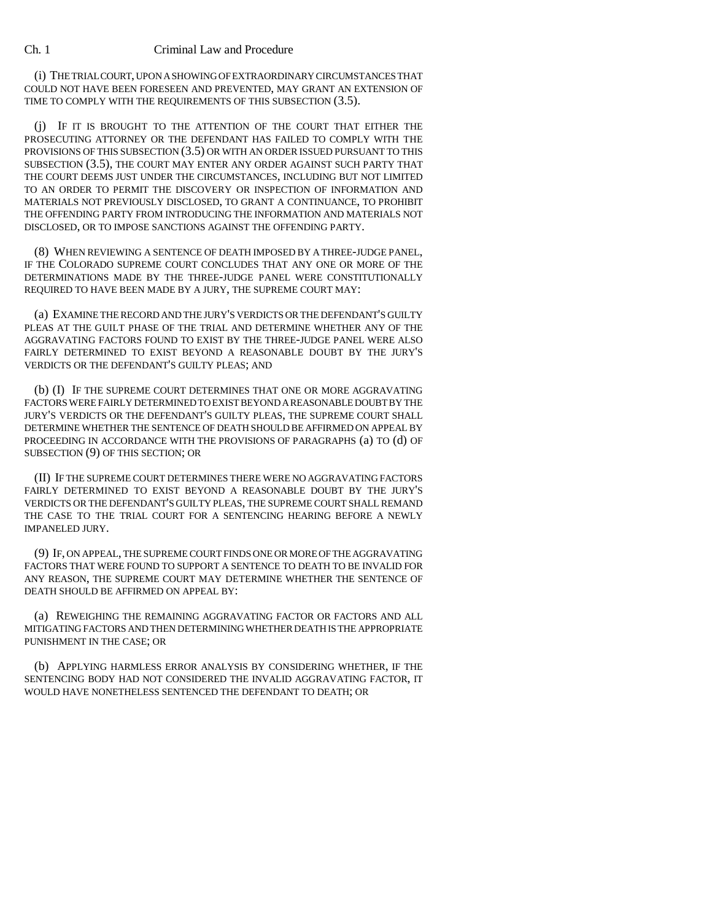(i) THE TRIAL COURT, UPON A SHOWING OF EXTRAORDINARY CIRCUMSTANCES THAT COULD NOT HAVE BEEN FORESEEN AND PREVENTED, MAY GRANT AN EXTENSION OF TIME TO COMPLY WITH THE REQUIREMENTS OF THIS SUBSECTION (3.5).

(j) IF IT IS BROUGHT TO THE ATTENTION OF THE COURT THAT EITHER THE PROSECUTING ATTORNEY OR THE DEFENDANT HAS FAILED TO COMPLY WITH THE PROVISIONS OF THIS SUBSECTION (3.5) OR WITH AN ORDER ISSUED PURSUANT TO THIS SUBSECTION (3.5), THE COURT MAY ENTER ANY ORDER AGAINST SUCH PARTY THAT THE COURT DEEMS JUST UNDER THE CIRCUMSTANCES, INCLUDING BUT NOT LIMITED TO AN ORDER TO PERMIT THE DISCOVERY OR INSPECTION OF INFORMATION AND MATERIALS NOT PREVIOUSLY DISCLOSED, TO GRANT A CONTINUANCE, TO PROHIBIT THE OFFENDING PARTY FROM INTRODUCING THE INFORMATION AND MATERIALS NOT DISCLOSED, OR TO IMPOSE SANCTIONS AGAINST THE OFFENDING PARTY.

(8) WHEN REVIEWING A SENTENCE OF DEATH IMPOSED BY A THREE-JUDGE PANEL, IF THE COLORADO SUPREME COURT CONCLUDES THAT ANY ONE OR MORE OF THE DETERMINATIONS MADE BY THE THREE-JUDGE PANEL WERE CONSTITUTIONALLY REQUIRED TO HAVE BEEN MADE BY A JURY, THE SUPREME COURT MAY:

(a) EXAMINE THE RECORD AND THE JURY'S VERDICTS OR THE DEFENDANT'S GUILTY PLEAS AT THE GUILT PHASE OF THE TRIAL AND DETERMINE WHETHER ANY OF THE AGGRAVATING FACTORS FOUND TO EXIST BY THE THREE-JUDGE PANEL WERE ALSO FAIRLY DETERMINED TO EXIST BEYOND A REASONABLE DOUBT BY THE JURY'S VERDICTS OR THE DEFENDANT'S GUILTY PLEAS; AND

(b) (I) IF THE SUPREME COURT DETERMINES THAT ONE OR MORE AGGRAVATING FACTORS WERE FAIRLY DETERMINED TO EXIST BEYOND A REASONABLE DOUBT BY THE JURY'S VERDICTS OR THE DEFENDANT'S GUILTY PLEAS, THE SUPREME COURT SHALL DETERMINE WHETHER THE SENTENCE OF DEATH SHOULD BE AFFIRMED ON APPEAL BY PROCEEDING IN ACCORDANCE WITH THE PROVISIONS OF PARAGRAPHS (a) TO (d) OF SUBSECTION (9) OF THIS SECTION; OR

(II) IF THE SUPREME COURT DETERMINES THERE WERE NO AGGRAVATING FACTORS FAIRLY DETERMINED TO EXIST BEYOND A REASONABLE DOUBT BY THE JURY'S VERDICTS OR THE DEFENDANT'S GUILTY PLEAS, THE SUPREME COURT SHALL REMAND THE CASE TO THE TRIAL COURT FOR A SENTENCING HEARING BEFORE A NEWLY IMPANELED JURY.

(9) IF, ON APPEAL, THE SUPREME COURT FINDS ONE OR MORE OF THE AGGRAVATING FACTORS THAT WERE FOUND TO SUPPORT A SENTENCE TO DEATH TO BE INVALID FOR ANY REASON, THE SUPREME COURT MAY DETERMINE WHETHER THE SENTENCE OF DEATH SHOULD BE AFFIRMED ON APPEAL BY:

(a) REWEIGHING THE REMAINING AGGRAVATING FACTOR OR FACTORS AND ALL MITIGATING FACTORS AND THEN DETERMINING WHETHER DEATH IS THE APPROPRIATE PUNISHMENT IN THE CASE; OR

(b) APPLYING HARMLESS ERROR ANALYSIS BY CONSIDERING WHETHER, IF THE SENTENCING BODY HAD NOT CONSIDERED THE INVALID AGGRAVATING FACTOR, IT WOULD HAVE NONETHELESS SENTENCED THE DEFENDANT TO DEATH; OR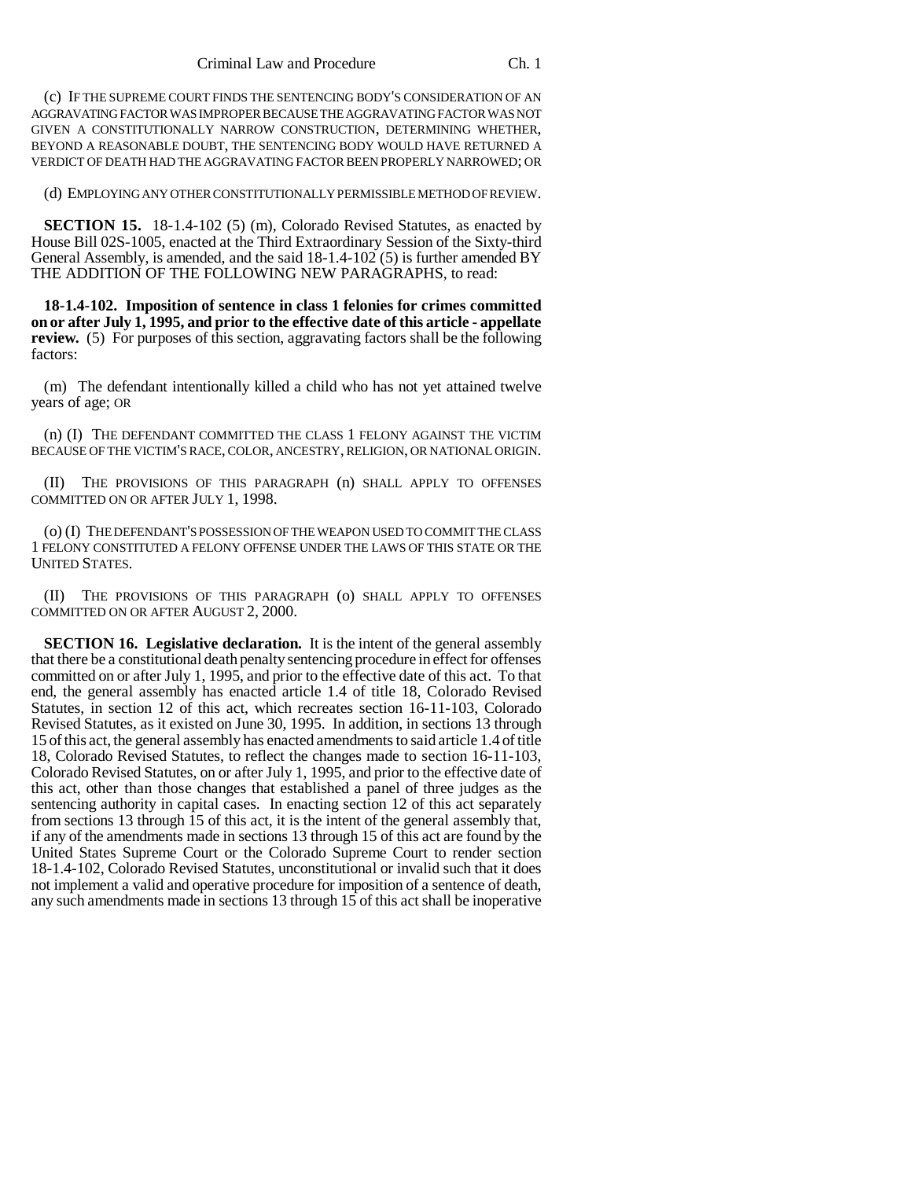(c) IF THE SUPREME COURT FINDS THE SENTENCING BODY'S CONSIDERATION OF AN AGGRAVATING FACTOR WAS IMPROPER BECAUSE THE AGGRAVATING FACTOR WAS NOT GIVEN A CONSTITUTIONALLY NARROW CONSTRUCTION, DETERMINING WHETHER, BEYOND A REASONABLE DOUBT, THE SENTENCING BODY WOULD HAVE RETURNED A VERDICT OF DEATH HAD THE AGGRAVATING FACTOR BEEN PROPERLY NARROWED; OR

(d) EMPLOYING ANY OTHER CONSTITUTIONALLY PERMISSIBLE METHOD OF REVIEW.

**SECTION 15.** 18-1.4-102 (5) (m), Colorado Revised Statutes, as enacted by House Bill 02S-1005, enacted at the Third Extraordinary Session of the Sixty-third General Assembly, is amended, and the said 18-1.4-102 (5) is further amended BY THE ADDITION OF THE FOLLOWING NEW PARAGRAPHS, to read:

**18-1.4-102. Imposition of sentence in class 1 felonies for crimes committed on or after July 1, 1995, and prior to the effective date of this article - appellate review.** (5) For purposes of this section, aggravating factors shall be the following factors:

(m) The defendant intentionally killed a child who has not yet attained twelve years of age; OR

(n) (I) THE DEFENDANT COMMITTED THE CLASS 1 FELONY AGAINST THE VICTIM BECAUSE OF THE VICTIM'S RACE, COLOR, ANCESTRY, RELIGION, OR NATIONAL ORIGIN.

(II) THE PROVISIONS OF THIS PARAGRAPH (n) SHALL APPLY TO OFFENSES COMMITTED ON OR AFTER JULY 1, 1998.

(o) (I) THE DEFENDANT'S POSSESSION OF THE WEAPON USED TO COMMIT THE CLASS 1 FELONY CONSTITUTED A FELONY OFFENSE UNDER THE LAWS OF THIS STATE OR THE UNITED STATES.

(II) THE PROVISIONS OF THIS PARAGRAPH (o) SHALL APPLY TO OFFENSES COMMITTED ON OR AFTER AUGUST 2, 2000.

**SECTION 16. Legislative declaration.** It is the intent of the general assembly that there be a constitutional death penalty sentencing procedure in effect for offenses committed on or after July 1, 1995, and prior to the effective date of this act. To that end, the general assembly has enacted article 1.4 of title 18, Colorado Revised Statutes, in section 12 of this act, which recreates section 16-11-103, Colorado Revised Statutes, as it existed on June 30, 1995. In addition, in sections 13 through 15 of this act, the general assembly has enacted amendments to said article 1.4 of title 18, Colorado Revised Statutes, to reflect the changes made to section 16-11-103, Colorado Revised Statutes, on or after July 1, 1995, and prior to the effective date of this act, other than those changes that established a panel of three judges as the sentencing authority in capital cases. In enacting section 12 of this act separately from sections 13 through 15 of this act, it is the intent of the general assembly that, if any of the amendments made in sections 13 through 15 of this act are found by the United States Supreme Court or the Colorado Supreme Court to render section 18-1.4-102, Colorado Revised Statutes, unconstitutional or invalid such that it does not implement a valid and operative procedure for imposition of a sentence of death, any such amendments made in sections 13 through 15 of this act shall be inoperative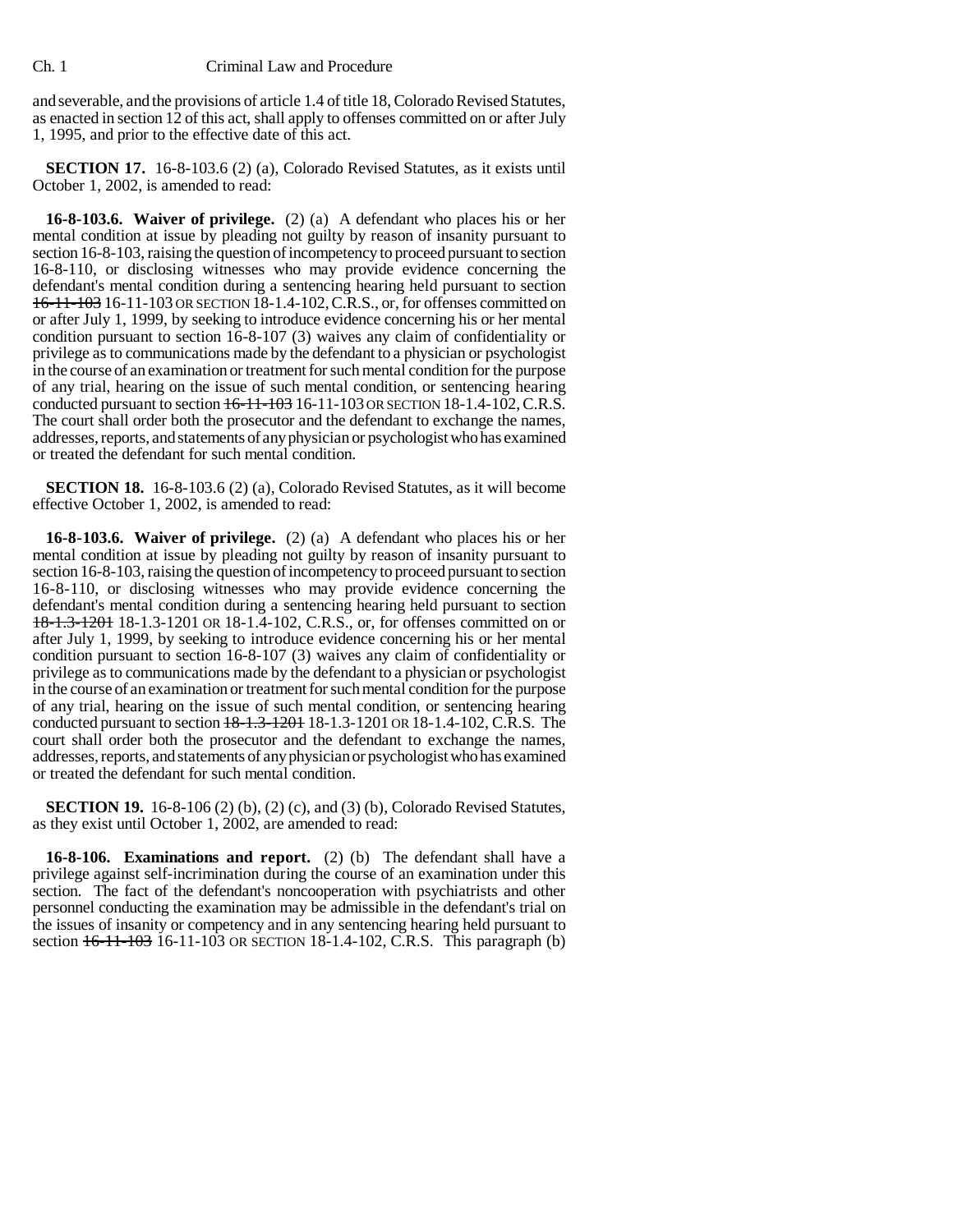and severable, and the provisions of article 1.4 of title 18, Colorado Revised Statutes, as enacted in section 12 of this act, shall apply to offenses committed on or after July 1, 1995, and prior to the effective date of this act.

**SECTION 17.** 16-8-103.6 (2) (a), Colorado Revised Statutes, as it exists until October 1, 2002, is amended to read:

**16-8-103.6. Waiver of privilege.** (2) (a) A defendant who places his or her mental condition at issue by pleading not guilty by reason of insanity pursuant to section 16-8-103, raising the question of incompetency to proceed pursuant to section 16-8-110, or disclosing witnesses who may provide evidence concerning the defendant's mental condition during a sentencing hearing held pursuant to section ~~16-11-103~~ 16-11-103 OR SECTION 18-1.4-102, C.R.S., or, for offenses committed on or after July 1, 1999, by seeking to introduce evidence concerning his or her mental condition pursuant to section 16-8-107 (3) waives any claim of confidentiality or privilege as to communications made by the defendant to a physician or psychologist in the course of an examination or treatment for such mental condition for the purpose of any trial, hearing on the issue of such mental condition, or sentencing hearing conducted pursuant to section ~~16-11-103~~ 16-11-103 OR SECTION 18-1.4-102, C.R.S. The court shall order both the prosecutor and the defendant to exchange the names, addresses, reports, and statements of any physician or psychologist who has examined or treated the defendant for such mental condition.

**SECTION 18.** 16-8-103.6 (2) (a), Colorado Revised Statutes, as it will become effective October 1, 2002, is amended to read:

**16-8-103.6. Waiver of privilege.** (2) (a) A defendant who places his or her mental condition at issue by pleading not guilty by reason of insanity pursuant to section 16-8-103, raising the question of incompetency to proceed pursuant to section 16-8-110, or disclosing witnesses who may provide evidence concerning the defendant's mental condition during a sentencing hearing held pursuant to section ~~18-1.3-1201~~ 18-1.3-1201 OR 18-1.4-102, C.R.S., or, for offenses committed on or after July 1, 1999, by seeking to introduce evidence concerning his or her mental condition pursuant to section 16-8-107 (3) waives any claim of confidentiality or privilege as to communications made by the defendant to a physician or psychologist in the course of an examination or treatment for such mental condition for the purpose of any trial, hearing on the issue of such mental condition, or sentencing hearing conducted pursuant to section ~~18-1.3-1201~~ 18-1.3-1201 OR 18-1.4-102, C.R.S. The court shall order both the prosecutor and the defendant to exchange the names, addresses, reports, and statements of any physician or psychologist who has examined or treated the defendant for such mental condition.

**SECTION 19.** 16-8-106 (2) (b), (2) (c), and (3) (b), Colorado Revised Statutes, as they exist until October 1, 2002, are amended to read:

**16-8-106. Examinations and report.** (2) (b) The defendant shall have a privilege against self-incrimination during the course of an examination under this section. The fact of the defendant's noncooperation with psychiatrists and other personnel conducting the examination may be admissible in the defendant's trial on the issues of insanity or competency and in any sentencing hearing held pursuant to section ~~16-11-103~~ 16-11-103 OR SECTION 18-1.4-102, C.R.S. This paragraph (b)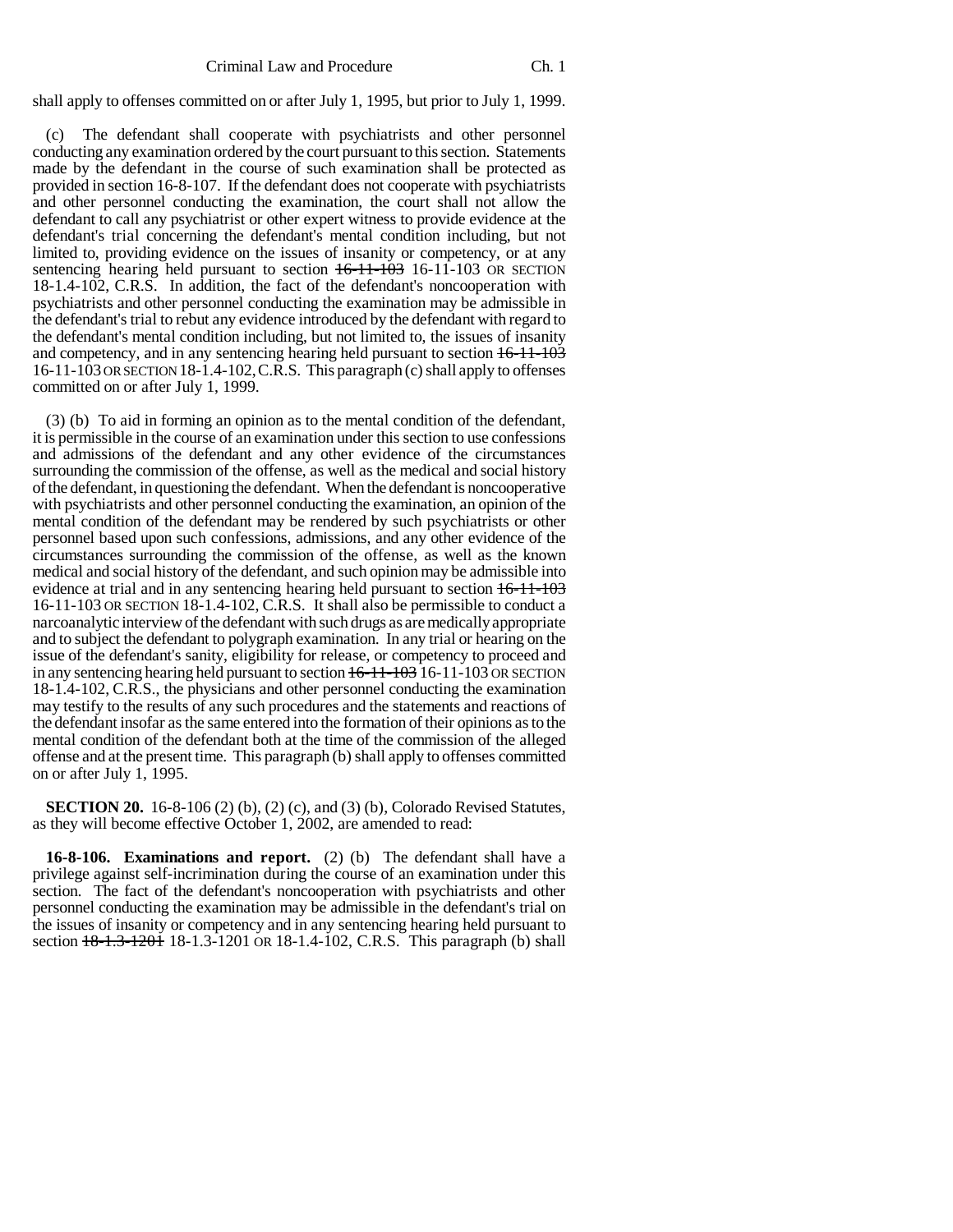shall apply to offenses committed on or after July 1, 1995, but prior to July 1, 1999.

(c) The defendant shall cooperate with psychiatrists and other personnel conducting any examination ordered by the court pursuant to this section. Statements made by the defendant in the course of such examination shall be protected as provided in section 16-8-107. If the defendant does not cooperate with psychiatrists and other personnel conducting the examination, the court shall not allow the defendant to call any psychiatrist or other expert witness to provide evidence at the defendant's trial concerning the defendant's mental condition including, but not limited to, providing evidence on the issues of insanity or competency, or at any sentencing hearing held pursuant to section ~~16-11-103~~ 16-11-103 OR SECTION 18-1.4-102, C.R.S. In addition, the fact of the defendant's noncooperation with psychiatrists and other personnel conducting the examination may be admissible in the defendant's trial to rebut any evidence introduced by the defendant with regard to the defendant's mental condition including, but not limited to, the issues of insanity and competency, and in any sentencing hearing held pursuant to section ~~16-11-103~~ 16-11-103 OR SECTION 18-1.4-102, C.R.S. This paragraph (c) shall apply to offenses committed on or after July 1, 1999.

(3) (b) To aid in forming an opinion as to the mental condition of the defendant, it is permissible in the course of an examination under this section to use confessions and admissions of the defendant and any other evidence of the circumstances surrounding the commission of the offense, as well as the medical and social history of the defendant, in questioning the defendant. When the defendant is noncooperative with psychiatrists and other personnel conducting the examination, an opinion of the mental condition of the defendant may be rendered by such psychiatrists or other personnel based upon such confessions, admissions, and any other evidence of the circumstances surrounding the commission of the offense, as well as the known medical and social history of the defendant, and such opinion may be admissible into evidence at trial and in any sentencing hearing held pursuant to section ~~16-11-103~~ 16-11-103 OR SECTION 18-1.4-102, C.R.S. It shall also be permissible to conduct a narcoanalytic interview of the defendant with such drugs as are medically appropriate and to subject the defendant to polygraph examination. In any trial or hearing on the issue of the defendant's sanity, eligibility for release, or competency to proceed and in any sentencing hearing held pursuant to section ~~16-11-103~~ 16-11-103 OR SECTION 18-1.4-102, C.R.S., the physicians and other personnel conducting the examination may testify to the results of any such procedures and the statements and reactions of the defendant insofar as the same entered into the formation of their opinions as to the mental condition of the defendant both at the time of the commission of the alleged offense and at the present time. This paragraph (b) shall apply to offenses committed on or after July 1, 1995.

**SECTION 20.** 16-8-106 (2) (b), (2) (c), and (3) (b), Colorado Revised Statutes, as they will become effective October 1, 2002, are amended to read:

**16-8-106. Examinations and report.** (2) (b) The defendant shall have a privilege against self-incrimination during the course of an examination under this section. The fact of the defendant's noncooperation with psychiatrists and other personnel conducting the examination may be admissible in the defendant's trial on the issues of insanity or competency and in any sentencing hearing held pursuant to section ~~18-1.3-1201~~ 18-1.3-1201 OR 18-1.4-102, C.R.S. This paragraph (b) shall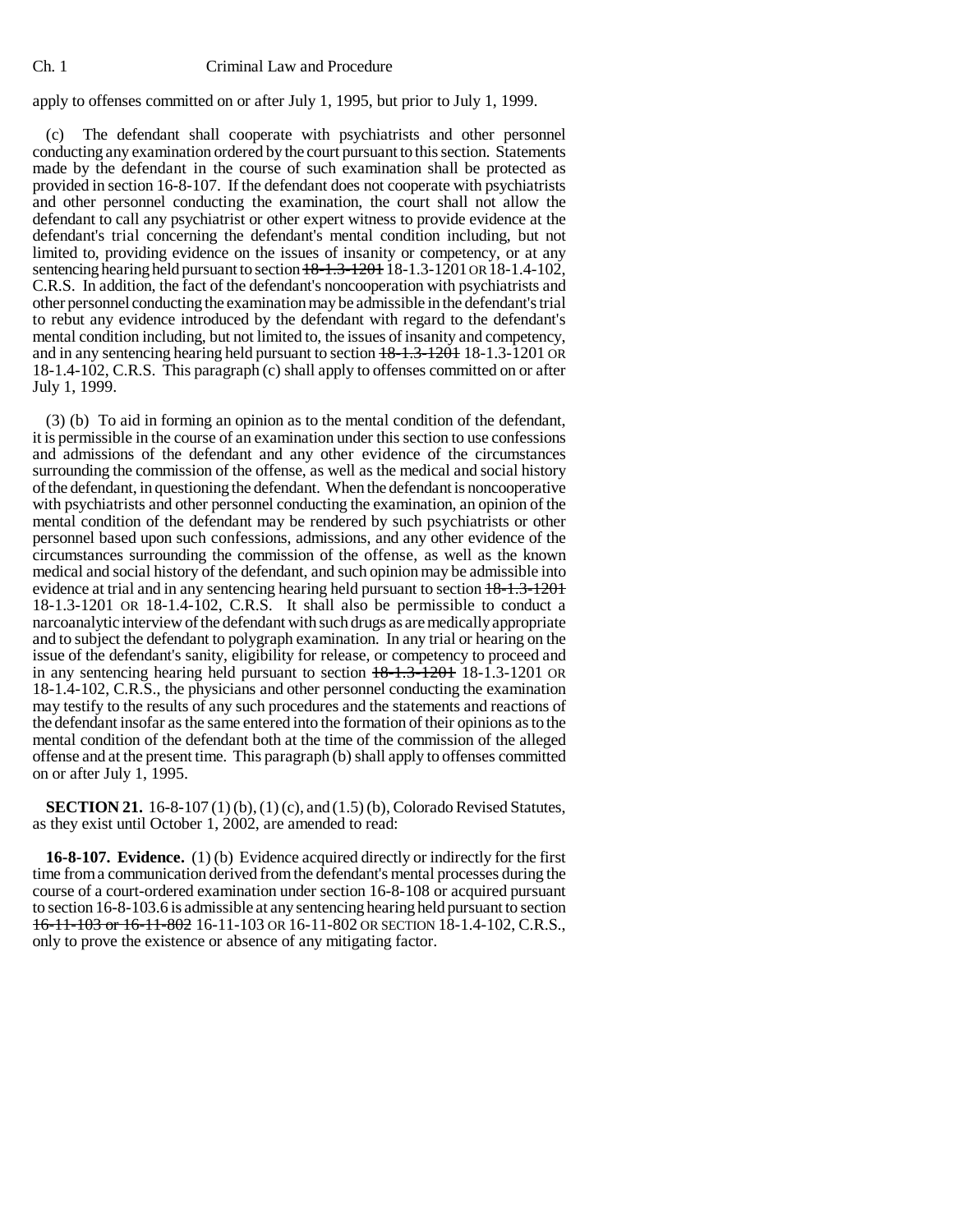apply to offenses committed on or after July 1, 1995, but prior to July 1, 1999.

(c) The defendant shall cooperate with psychiatrists and other personnel conducting any examination ordered by the court pursuant to this section. Statements made by the defendant in the course of such examination shall be protected as provided in section 16-8-107. If the defendant does not cooperate with psychiatrists and other personnel conducting the examination, the court shall not allow the defendant to call any psychiatrist or other expert witness to provide evidence at the defendant's trial concerning the defendant's mental condition including, but not limited to, providing evidence on the issues of insanity or competency, or at any sentencing hearing held pursuant to section ~~18-1.3-1201~~ 18-1.3-1201 OR 18-1.4-102, C.R.S. In addition, the fact of the defendant's noncooperation with psychiatrists and other personnel conducting the examination may be admissible in the defendant's trial to rebut any evidence introduced by the defendant with regard to the defendant's mental condition including, but not limited to, the issues of insanity and competency, and in any sentencing hearing held pursuant to section ~~18-1.3-1201~~ 18-1.3-1201 OR 18-1.4-102, C.R.S. This paragraph (c) shall apply to offenses committed on or after July 1, 1999.

(3) (b) To aid in forming an opinion as to the mental condition of the defendant, it is permissible in the course of an examination under this section to use confessions and admissions of the defendant and any other evidence of the circumstances surrounding the commission of the offense, as well as the medical and social history of the defendant, in questioning the defendant. When the defendant is noncooperative with psychiatrists and other personnel conducting the examination, an opinion of the mental condition of the defendant may be rendered by such psychiatrists or other personnel based upon such confessions, admissions, and any other evidence of the circumstances surrounding the commission of the offense, as well as the known medical and social history of the defendant, and such opinion may be admissible into evidence at trial and in any sentencing hearing held pursuant to section ~~18-1.3-1201~~ 18-1.3-1201 OR 18-1.4-102, C.R.S. It shall also be permissible to conduct a narcoanalytic interview of the defendant with such drugs as are medically appropriate and to subject the defendant to polygraph examination. In any trial or hearing on the issue of the defendant's sanity, eligibility for release, or competency to proceed and in any sentencing hearing held pursuant to section ~~18-1.3-1201~~ 18-1.3-1201 OR 18-1.4-102, C.R.S., the physicians and other personnel conducting the examination may testify to the results of any such procedures and the statements and reactions of the defendant insofar as the same entered into the formation of their opinions as to the mental condition of the defendant both at the time of the commission of the alleged offense and at the present time. This paragraph (b) shall apply to offenses committed on or after July 1, 1995.

**SECTION 21.** 16-8-107 (1) (b), (1) (c), and (1.5) (b), Colorado Revised Statutes, as they exist until October 1, 2002, are amended to read:

**16-8-107. Evidence.** (1) (b) Evidence acquired directly or indirectly for the first time from a communication derived from the defendant's mental processes during the course of a court-ordered examination under section 16-8-108 or acquired pursuant to section 16-8-103.6 is admissible at any sentencing hearing held pursuant to section ~~16-11-103 or 16-11-802~~ 16-11-103 OR 16-11-802 OR SECTION 18-1.4-102, C.R.S., only to prove the existence or absence of any mitigating factor.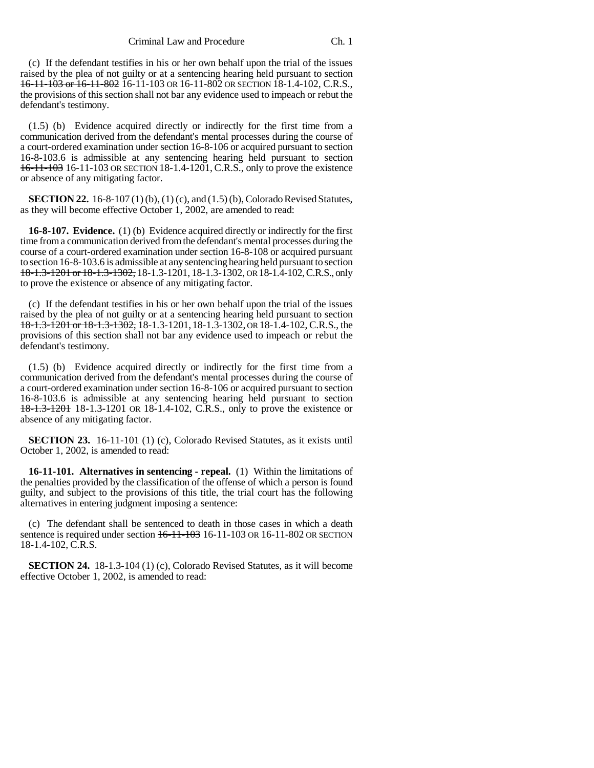(c) If the defendant testifies in his or her own behalf upon the trial of the issues raised by the plea of not guilty or at a sentencing hearing held pursuant to section ~~16-11-103 or 16-11-802~~ 16-11-103 OR 16-11-802 OR SECTION 18-1.4-102, C.R.S., the provisions of this section shall not bar any evidence used to impeach or rebut the defendant's testimony.

(1.5) (b) Evidence acquired directly or indirectly for the first time from a communication derived from the defendant's mental processes during the course of a court-ordered examination under section 16-8-106 or acquired pursuant to section 16-8-103.6 is admissible at any sentencing hearing held pursuant to section ~~16-11-103~~ 16-11-103 OR SECTION 18-1.4-1201, C.R.S., only to prove the existence or absence of any mitigating factor.

**SECTION 22.** 16-8-107 (1) (b), (1) (c), and (1.5) (b), Colorado Revised Statutes, as they will become effective October 1, 2002, are amended to read:

**16-8-107. Evidence.** (1) (b) Evidence acquired directly or indirectly for the first time from a communication derived from the defendant's mental processes during the course of a court-ordered examination under section 16-8-108 or acquired pursuant to section 16-8-103.6 is admissible at any sentencing hearing held pursuant to section ~~18-1.3-1201 or 18-1.3-1302,~~ 18-1.3-1201, 18-1.3-1302, OR 18-1.4-102, C.R.S., only to prove the existence or absence of any mitigating factor.

(c) If the defendant testifies in his or her own behalf upon the trial of the issues raised by the plea of not guilty or at a sentencing hearing held pursuant to section ~~18-1.3-1201 or 18-1.3-1302,~~ 18-1.3-1201, 18-1.3-1302, OR 18-1.4-102, C.R.S., the provisions of this section shall not bar any evidence used to impeach or rebut the defendant's testimony.

(1.5) (b) Evidence acquired directly or indirectly for the first time from a communication derived from the defendant's mental processes during the course of a court-ordered examination under section 16-8-106 or acquired pursuant to section 16-8-103.6 is admissible at any sentencing hearing held pursuant to section ~~18-1.3-1201~~ 18-1.3-1201 OR 18-1.4-102, C.R.S., only to prove the existence or absence of any mitigating factor.

**SECTION 23.** 16-11-101 (1) (c), Colorado Revised Statutes, as it exists until October 1, 2002, is amended to read:

**16-11-101. Alternatives in sentencing - repeal.** (1) Within the limitations of the penalties provided by the classification of the offense of which a person is found guilty, and subject to the provisions of this title, the trial court has the following alternatives in entering judgment imposing a sentence:

(c) The defendant shall be sentenced to death in those cases in which a death sentence is required under section ~~16-11-103~~ 16-11-103 OR 16-11-802 OR SECTION 18-1.4-102, C.R.S.

**SECTION 24.** 18-1.3-104 (1) (c), Colorado Revised Statutes, as it will become effective October 1, 2002, is amended to read: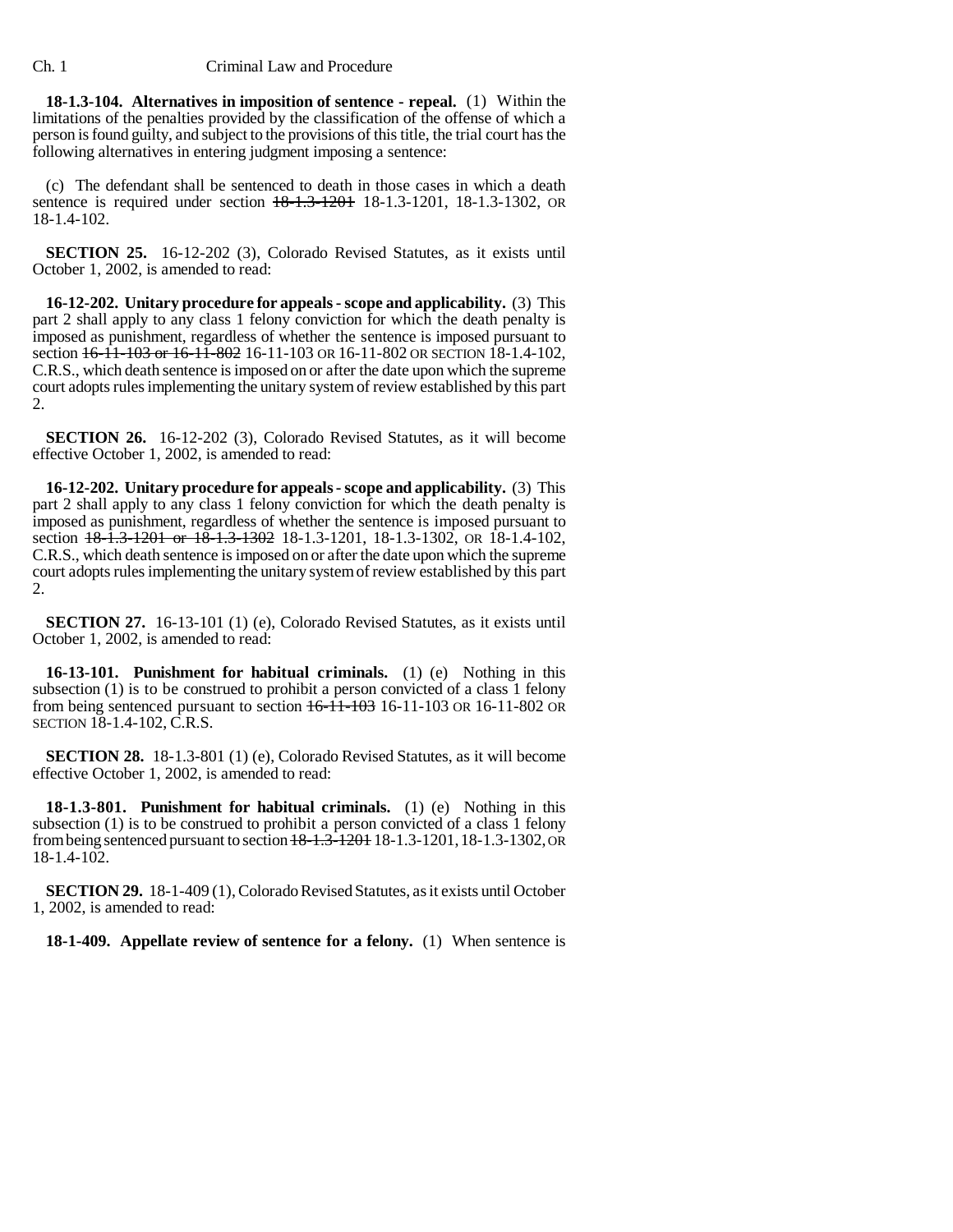**18-1.3-104. Alternatives in imposition of sentence - repeal.** (1) Within the limitations of the penalties provided by the classification of the offense of which a person is found guilty, and subject to the provisions of this title, the trial court has the following alternatives in entering judgment imposing a sentence:

(c) The defendant shall be sentenced to death in those cases in which a death sentence is required under section ~~18-1.3-1201~~ 18-1.3-1201, 18-1.3-1302, OR 18-1.4-102.

**SECTION 25.** 16-12-202 (3), Colorado Revised Statutes, as it exists until October 1, 2002, is amended to read:

**16-12-202. Unitary procedure for appeals - scope and applicability.** (3) This part 2 shall apply to any class 1 felony conviction for which the death penalty is imposed as punishment, regardless of whether the sentence is imposed pursuant to section ~~16-11-103 or 16-11-802~~ 16-11-103 OR 16-11-802 OR SECTION 18-1.4-102, C.R.S., which death sentence is imposed on or after the date upon which the supreme court adopts rules implementing the unitary system of review established by this part 2.

**SECTION 26.** 16-12-202 (3), Colorado Revised Statutes, as it will become effective October 1, 2002, is amended to read:

**16-12-202. Unitary procedure for appeals - scope and applicability.** (3) This part 2 shall apply to any class 1 felony conviction for which the death penalty is imposed as punishment, regardless of whether the sentence is imposed pursuant to section ~~18-1.3-1201 or 18-1.3-1302~~ 18-1.3-1201, 18-1.3-1302, OR 18-1.4-102, C.R.S., which death sentence is imposed on or after the date upon which the supreme court adopts rules implementing the unitary system of review established by this part 2.

**SECTION 27.** 16-13-101 (1) (e), Colorado Revised Statutes, as it exists until October 1, 2002, is amended to read:

**16-13-101. Punishment for habitual criminals.** (1) (e) Nothing in this subsection (1) is to be construed to prohibit a person convicted of a class 1 felony from being sentenced pursuant to section ~~16-11-103~~ 16-11-103 OR 16-11-802 OR SECTION 18-1.4-102, C.R.S.

**SECTION 28.** 18-1.3-801 (1) (e), Colorado Revised Statutes, as it will become effective October 1, 2002, is amended to read:

**18-1.3-801. Punishment for habitual criminals.** (1) (e) Nothing in this subsection (1) is to be construed to prohibit a person convicted of a class 1 felony from being sentenced pursuant to section ~~18-1.3-1201~~ 18-1.3-1201, 18-1.3-1302, OR 18-1.4-102.

**SECTION 29.** 18-1-409 (1), Colorado Revised Statutes, as it exists until October 1, 2002, is amended to read:

**18-1-409. Appellate review of sentence for a felony.** (1) When sentence is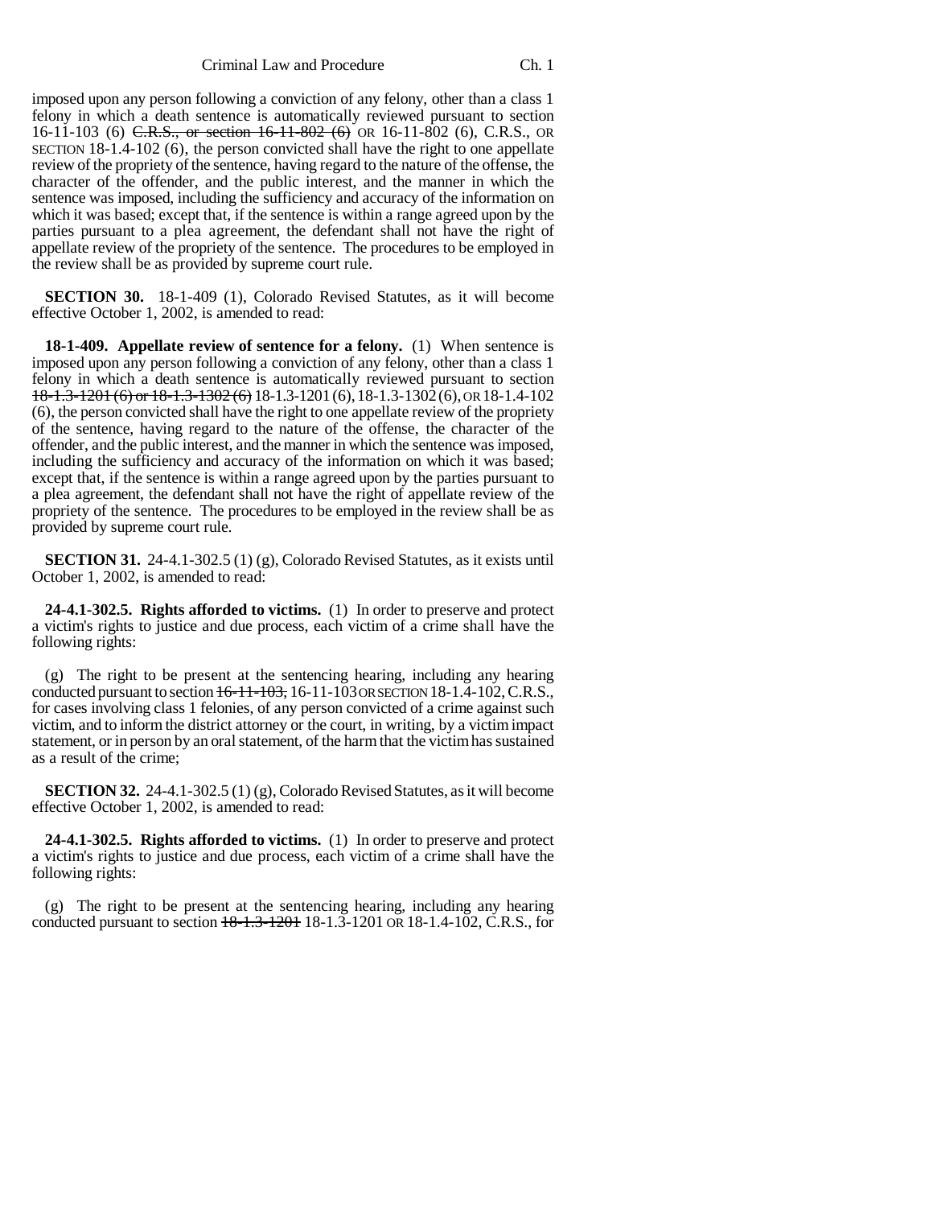imposed upon any person following a conviction of any felony, other than a class 1 felony in which a death sentence is automatically reviewed pursuant to section 16-11-103 (6) ~~C.R.S., or section 16-11-802 (6)~~ OR 16-11-802 (6), C.R.S., OR SECTION 18-1.4-102 (6), the person convicted shall have the right to one appellate review of the propriety of the sentence, having regard to the nature of the offense, the character of the offender, and the public interest, and the manner in which the sentence was imposed, including the sufficiency and accuracy of the information on which it was based; except that, if the sentence is within a range agreed upon by the parties pursuant to a plea agreement, the defendant shall not have the right of appellate review of the propriety of the sentence. The procedures to be employed in the review shall be as provided by supreme court rule.

**SECTION 30.** 18-1-409 (1), Colorado Revised Statutes, as it will become effective October 1, 2002, is amended to read:

**18-1-409. Appellate review of sentence for a felony.** (1) When sentence is imposed upon any person following a conviction of any felony, other than a class 1 felony in which a death sentence is automatically reviewed pursuant to section ~~18-1.3-1201 (6) or 18-1.3-1302 (6)~~ 18-1.3-1201 (6), 18-1.3-1302 (6), OR 18-1.4-102 (6), the person convicted shall have the right to one appellate review of the propriety of the sentence, having regard to the nature of the offense, the character of the offender, and the public interest, and the manner in which the sentence was imposed, including the sufficiency and accuracy of the information on which it was based; except that, if the sentence is within a range agreed upon by the parties pursuant to a plea agreement, the defendant shall not have the right of appellate review of the propriety of the sentence. The procedures to be employed in the review shall be as provided by supreme court rule.

**SECTION 31.** 24-4.1-302.5 (1) (g), Colorado Revised Statutes, as it exists until October 1, 2002, is amended to read:

**24-4.1-302.5. Rights afforded to victims.** (1) In order to preserve and protect a victim's rights to justice and due process, each victim of a crime shall have the following rights:

(g) The right to be present at the sentencing hearing, including any hearing conducted pursuant to section ~~16-11-103,~~ 16-11-103 OR SECTION 18-1.4-102, C.R.S., for cases involving class 1 felonies, of any person convicted of a crime against such victim, and to inform the district attorney or the court, in writing, by a victim impact statement, or in person by an oral statement, of the harm that the victim has sustained as a result of the crime;

**SECTION 32.** 24-4.1-302.5 (1) (g), Colorado Revised Statutes, as it will become effective October 1, 2002, is amended to read:

**24-4.1-302.5. Rights afforded to victims.** (1) In order to preserve and protect a victim's rights to justice and due process, each victim of a crime shall have the following rights:

(g) The right to be present at the sentencing hearing, including any hearing conducted pursuant to section ~~18-1.3-1201~~ 18-1.3-1201 OR 18-1.4-102, C.R.S., for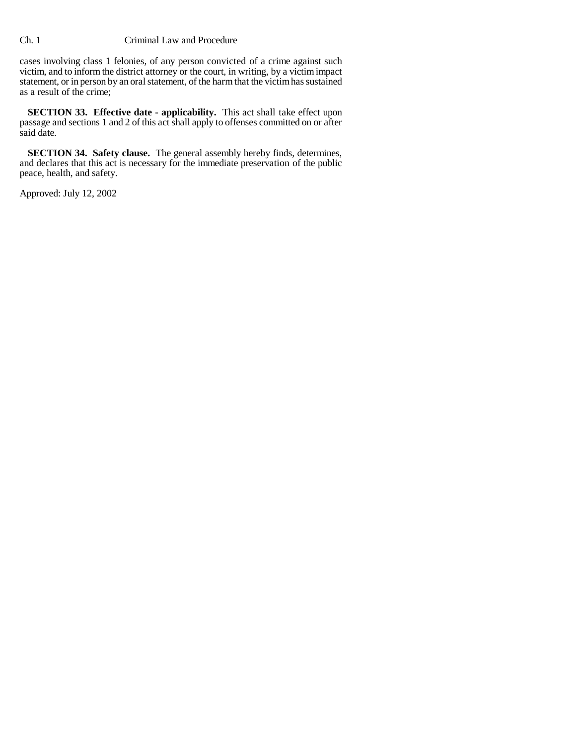cases involving class 1 felonies, of any person convicted of a crime against such victim, and to inform the district attorney or the court, in writing, by a victim impact statement, or in person by an oral statement, of the harm that the victim has sustained as a result of the crime;

**SECTION 33. Effective date - applicability.** This act shall take effect upon passage and sections 1 and 2 of this act shall apply to offenses committed on or after said date.

**SECTION 34. Safety clause.** The general assembly hereby finds, determines, and declares that this act is necessary for the immediate preservation of the public peace, health, and safety.

Approved: July 12, 2002